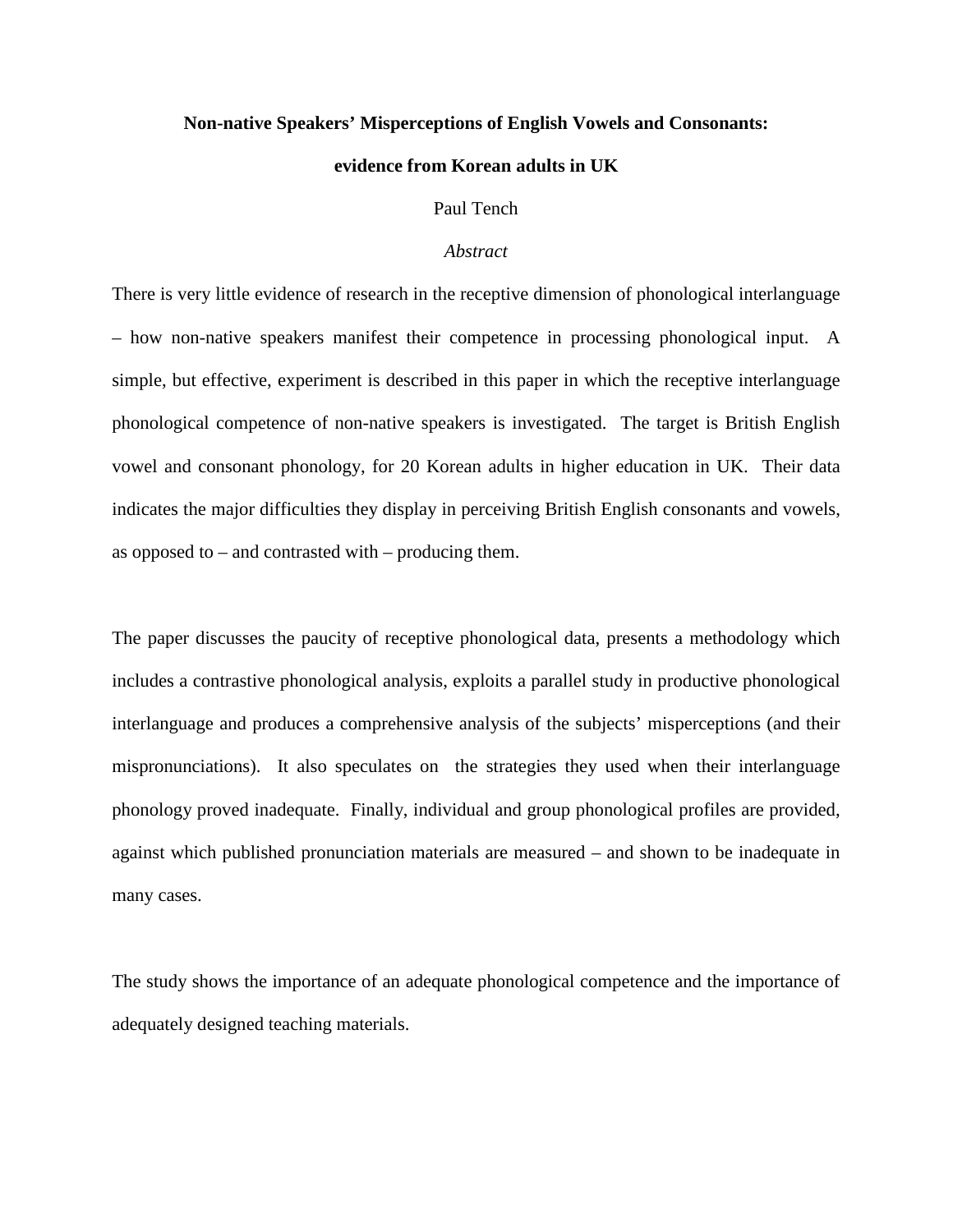# Non-native Speakers' Misperceptions of English Vowels and Consonants: evidence from Korean adults in UK

Paul Tench

*Abstract*

There is very little evidence of research in the receptive dimension of phonological interlanguage – how non-native speakers manifest their competence in processing phonological input. A simple, but effective, experiment is described in this paper in which the receptive interlanguage phonological competence of non-native speakers is investigated. The target is British English vowel and consonant phonology, for 20 Korean adults in higher education in UK. Their data indicates the major difficulties they display in perceiving British English consonants and vowels, as opposed to – and contrasted with – producing them.

The paper discusses the paucity of receptive phonological data, presents a methodology which includes a contrastive phonological analysis, exploits a parallel study in productive phonological interlanguage and produces a comprehensive analysis of the subjects' misperceptions (and their mispronunciations). It also speculates on the strategies they used when their interlanguage phonology proved inadequate. Finally, individual and group phonological profiles are provided, against which published pronunciation materials are measured – and shown to be inadequate in many cases.

The study shows the importance of an adequate phonological competence and the importance of adequately designed teaching materials.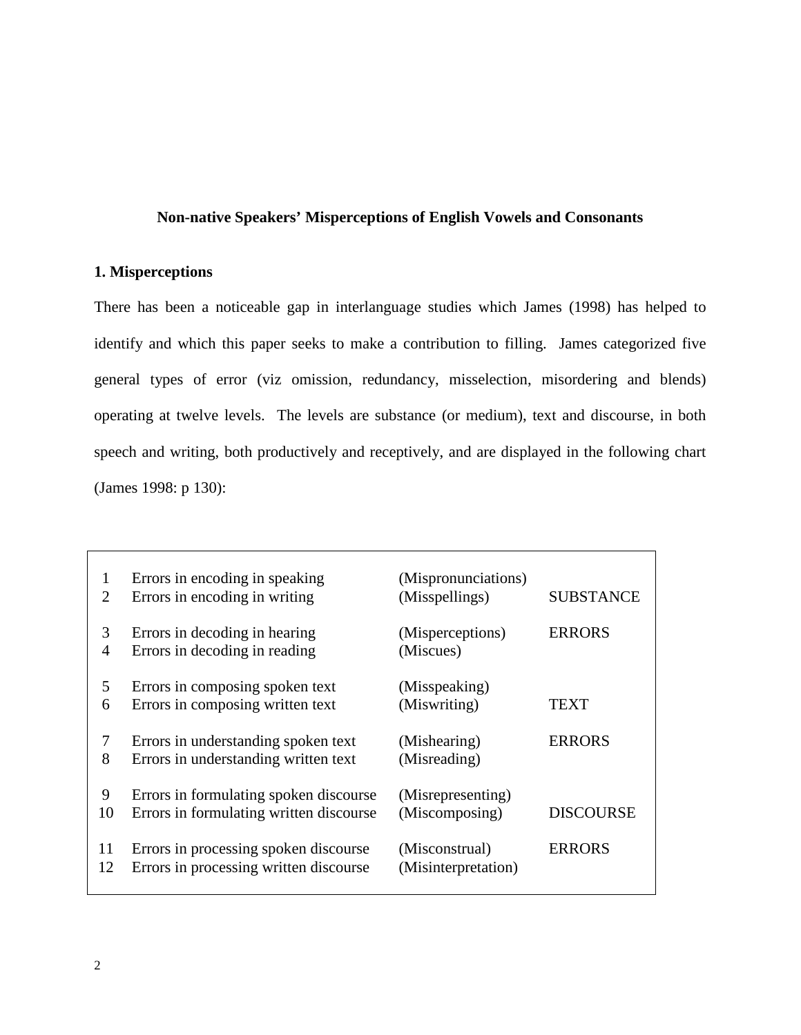## Non-native Speakers' Misperceptions of English Vowels and Consonants

### 1. Misperceptions

There has been a noticeable gap in interlanguage studies which James (1998) has helped to identify and which this paper seeks to make a contribution to filling. James categorized five general types of error (viz omission, redundancy, misselection, misordering and blends) operating at twelve levels. The levels are substance (or medium), text and discourse, in both speech and writing, both productively and receptively, and are displayed in the following chart (James 1998: p 130):

| | | | |
|---|---|---|---|
| 1 | Errors in encoding in speaking | (Mispronunciations) | |
| 2 | Errors in encoding in writing | (Misspellings) | SUBSTANCE |
| 3 | Errors in decoding in hearing | (Misperceptions) | ERRORS |
| 4 | Errors in decoding in reading | (Miscues) | |
| 5 | Errors in composing spoken text | (Misspeaking) | |
| 6 | Errors in composing written text | (Miswriting) | TEXT |
| 7 | Errors in understanding spoken text | (Mishearing) | ERRORS |
| 8 | Errors in understanding written text | (Misreading) | |
| 9 | Errors in formulating spoken discourse | (Misrepresenting) | |
| 10 | Errors in formulating written discourse | (Miscomposing) | DISCOURSE |
| 11 | Errors in processing spoken discourse | (Misconstrual) | ERRORS |
| 12 | Errors in processing written discourse | (Misinterpretation) | |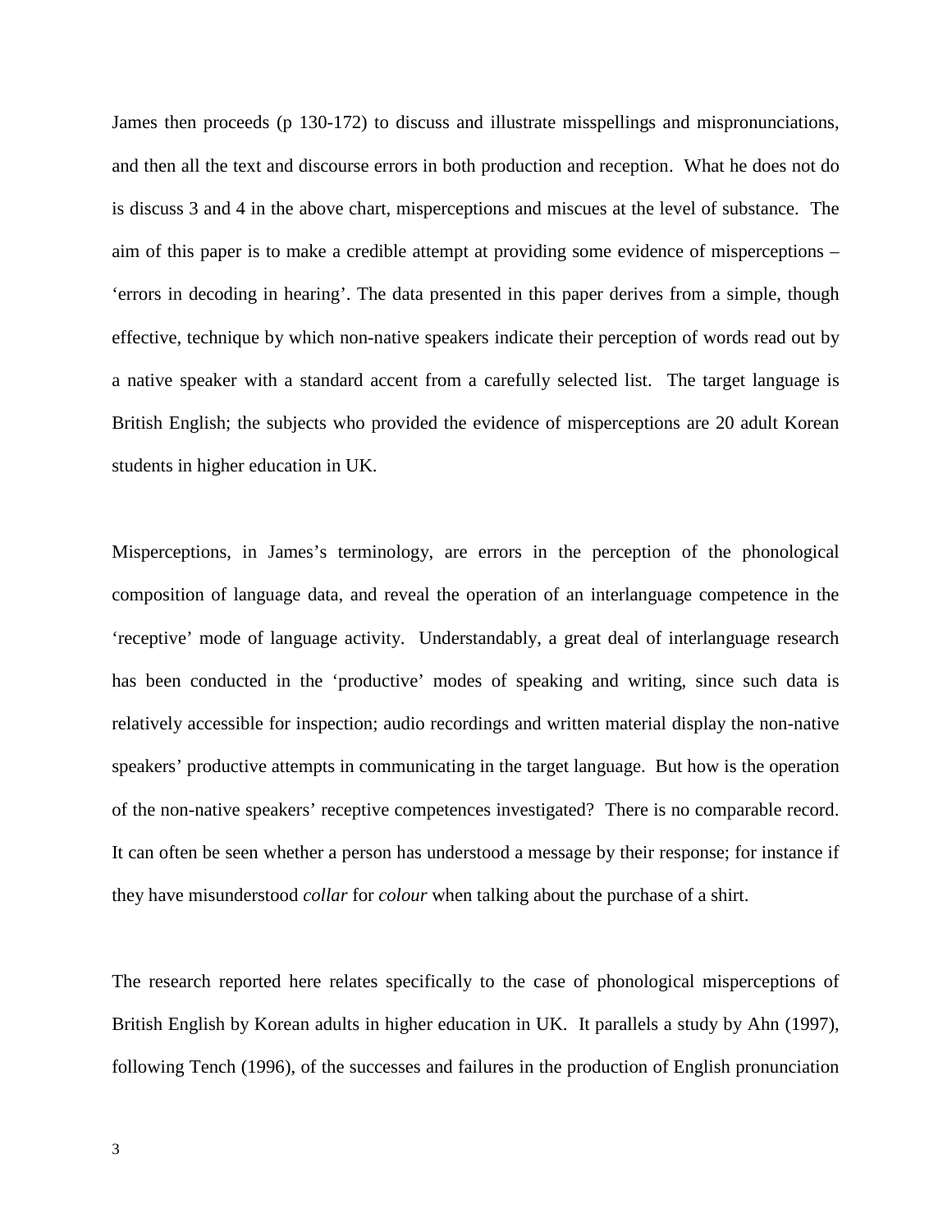James then proceeds (p 130-172) to discuss and illustrate misspellings and mispronunciations, and then all the text and discourse errors in both production and reception. What he does not do is discuss 3 and 4 in the above chart, misperceptions and miscues at the level of substance. The aim of this paper is to make a credible attempt at providing some evidence of misperceptions – 'errors in decoding in hearing'. The data presented in this paper derives from a simple, though effective, technique by which non-native speakers indicate their perception of words read out by a native speaker with a standard accent from a carefully selected list. The target language is British English; the subjects who provided the evidence of misperceptions are 20 adult Korean students in higher education in UK.

Misperceptions, in James's terminology, are errors in the perception of the phonological composition of language data, and reveal the operation of an interlanguage competence in the 'receptive' mode of language activity. Understandably, a great deal of interlanguage research has been conducted in the 'productive' modes of speaking and writing, since such data is relatively accessible for inspection; audio recordings and written material display the non-native speakers' productive attempts in communicating in the target language. But how is the operation of the non-native speakers' receptive competences investigated? There is no comparable record. It can often be seen whether a person has understood a message by their response; for instance if they have misunderstood *collar* for *colour* when talking about the purchase of a shirt.

The research reported here relates specifically to the case of phonological misperceptions of British English by Korean adults in higher education in UK. It parallels a study by Ahn (1997), following Tench (1996), of the successes and failures in the production of English pronunciation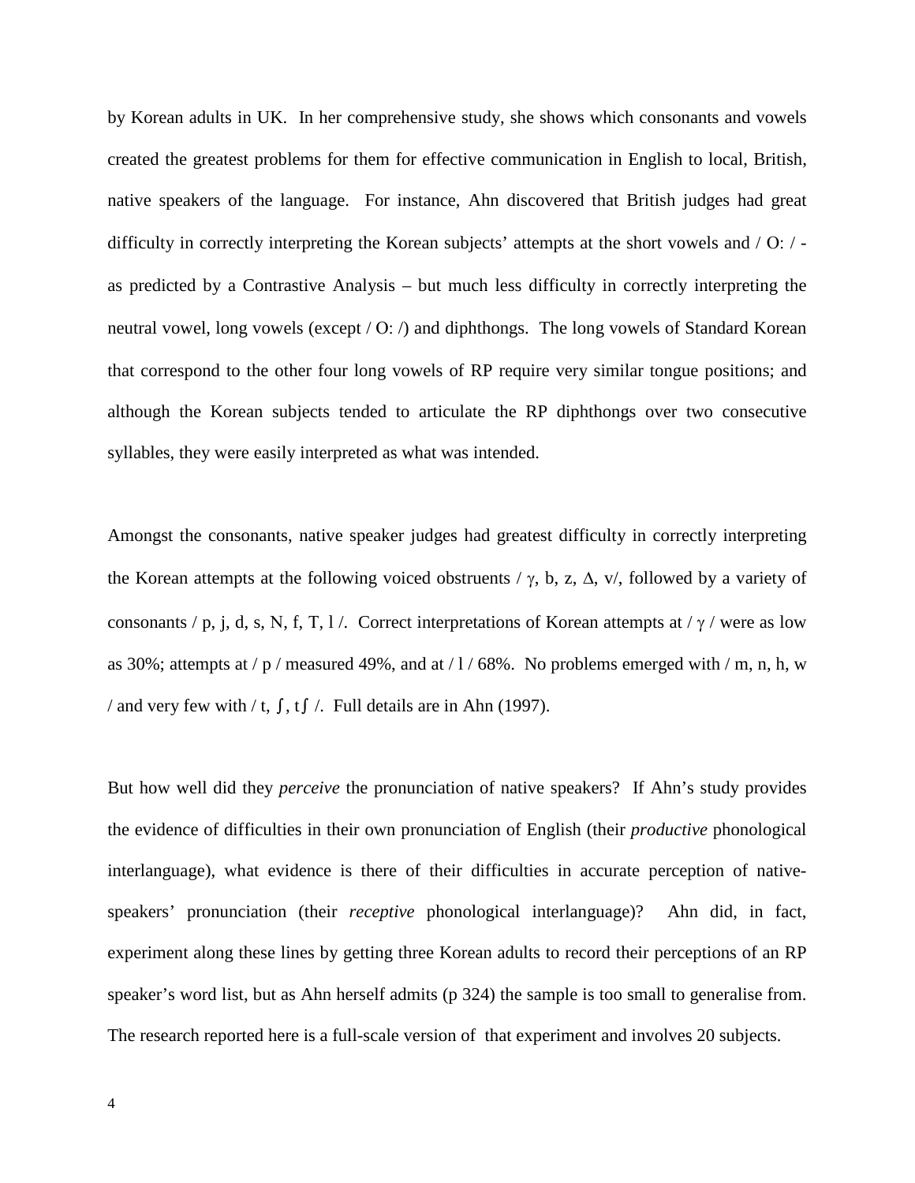by Korean adults in UK. In her comprehensive study, she shows which consonants and vowels created the greatest problems for them for effective communication in English to local, British, native speakers of the language. For instance, Ahn discovered that British judges had great difficulty in correctly interpreting the Korean subjects' attempts at the short vowels and / O: / - as predicted by a Contrastive Analysis – but much less difficulty in correctly interpreting the neutral vowel, long vowels (except / O: /) and diphthongs. The long vowels of Standard Korean that correspond to the other four long vowels of RP require very similar tongue positions; and although the Korean subjects tended to articulate the RP diphthongs over two consecutive syllables, they were easily interpreted as what was intended.

Amongst the consonants, native speaker judges had greatest difficulty in correctly interpreting the Korean attempts at the following voiced obstruents / γ, b, z, Δ, v/, followed by a variety of consonants / p, j, d, s, N, f, T, l /. Correct interpretations of Korean attempts at / γ / were as low as 30%; attempts at / p / measured 49%, and at / l / 68%. No problems emerged with / m, n, h, w / and very few with / t, ʃ, tʃ /. Full details are in Ahn (1997).

But how well did they *perceive* the pronunciation of native speakers? If Ahn's study provides the evidence of difficulties in their own pronunciation of English (their *productive* phonological interlanguage), what evidence is there of their difficulties in accurate perception of native-speakers' pronunciation (their *receptive* phonological interlanguage)? Ahn did, in fact, experiment along these lines by getting three Korean adults to record their perceptions of an RP speaker's word list, but as Ahn herself admits (p 324) the sample is too small to generalise from. The research reported here is a full-scale version of that experiment and involves 20 subjects.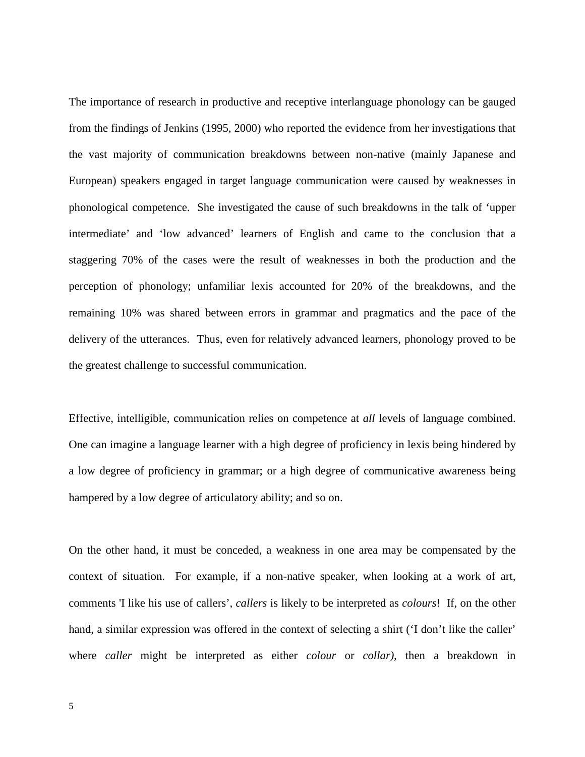The importance of research in productive and receptive interlanguage phonology can be gauged from the findings of Jenkins (1995, 2000) who reported the evidence from her investigations that the vast majority of communication breakdowns between non-native (mainly Japanese and European) speakers engaged in target language communication were caused by weaknesses in phonological competence. She investigated the cause of such breakdowns in the talk of 'upper intermediate' and 'low advanced' learners of English and came to the conclusion that a staggering 70% of the cases were the result of weaknesses in both the production and the perception of phonology; unfamiliar lexis accounted for 20% of the breakdowns, and the remaining 10% was shared between errors in grammar and pragmatics and the pace of the delivery of the utterances. Thus, even for relatively advanced learners, phonology proved to be the greatest challenge to successful communication.

Effective, intelligible, communication relies on competence at *all* levels of language combined. One can imagine a language learner with a high degree of proficiency in lexis being hindered by a low degree of proficiency in grammar; or a high degree of communicative awareness being hampered by a low degree of articulatory ability; and so on.

On the other hand, it must be conceded, a weakness in one area may be compensated by the context of situation. For example, if a non-native speaker, when looking at a work of art, comments 'I like his use of callers', *callers* is likely to be interpreted as *colours*! If, on the other hand, a similar expression was offered in the context of selecting a shirt ('I don't like the caller' where *caller* might be interpreted as either *colour* or *collar),* then a breakdown in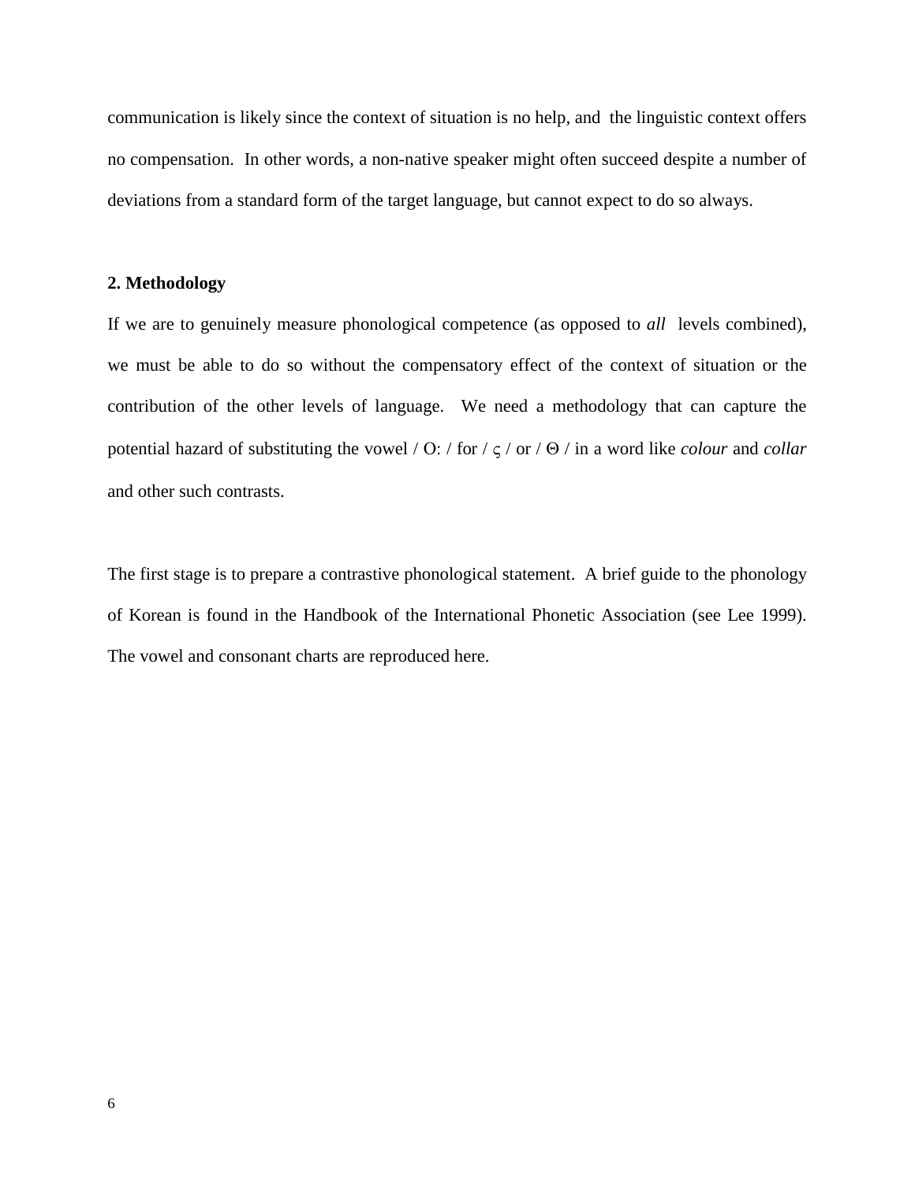communication is likely since the context of situation is no help, and the linguistic context offers no compensation. In other words, a non-native speaker might often succeed despite a number of deviations from a standard form of the target language, but cannot expect to do so always.

**2. Methodology**

If we are to genuinely measure phonological competence (as opposed to *all* levels combined), we must be able to do so without the compensatory effect of the context of situation or the contribution of the other levels of language. We need a methodology that can capture the potential hazard of substituting the vowel / O: / for / ς / or / Θ / in a word like *colour* and *collar* and other such contrasts.

The first stage is to prepare a contrastive phonological statement. A brief guide to the phonology of Korean is found in the Handbook of the International Phonetic Association (see Lee 1999). The vowel and consonant charts are reproduced here.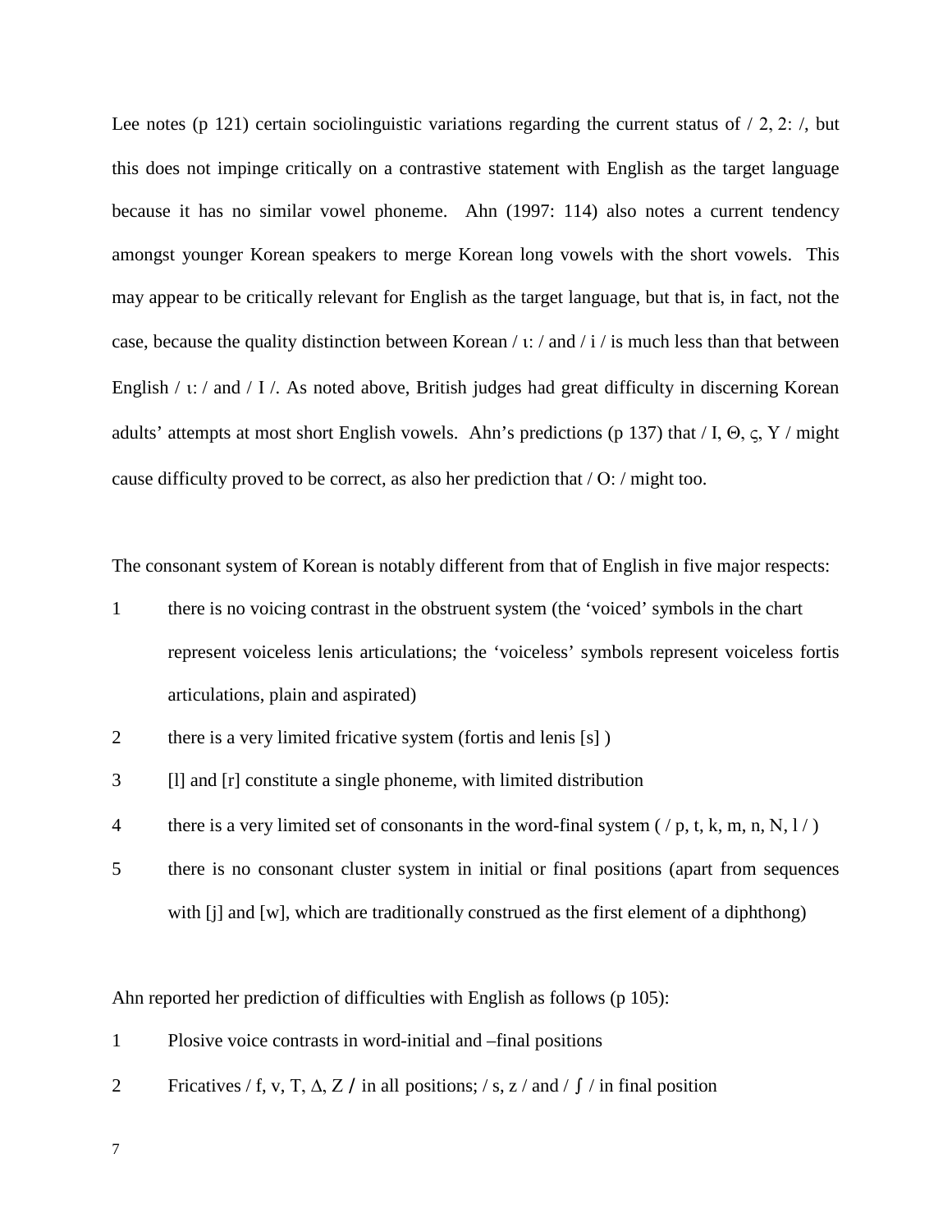Lee notes (p 121) certain sociolinguistic variations regarding the current status of / 2, 2: /, but this does not impinge critically on a contrastive statement with English as the target language because it has no similar vowel phoneme. Ahn (1997: 114) also notes a current tendency amongst younger Korean speakers to merge Korean long vowels with the short vowels. This may appear to be critically relevant for English as the target language, but that is, in fact, not the case, because the quality distinction between Korean / ι: / and / i / is much less than that between English / ι: / and / I /. As noted above, British judges had great difficulty in discerning Korean adults' attempts at most short English vowels. Ahn's predictions (p 137) that / I, Θ, ς, Y / might cause difficulty proved to be correct, as also her prediction that / O: / might too.

The consonant system of Korean is notably different from that of English in five major respects:

1 there is no voicing contrast in the obstruent system (the 'voiced' symbols in the chart represent voiceless lenis articulations; the 'voiceless' symbols represent voiceless fortis articulations, plain and aspirated)
2 there is a very limited fricative system (fortis and lenis [s] )
3 [l] and [r] constitute a single phoneme, with limited distribution
4 there is a very limited set of consonants in the word-final system ( / p, t, k, m, n, N, l / )
5 there is no consonant cluster system in initial or final positions (apart from sequences with [j] and [w], which are traditionally construed as the first element of a diphthong)

Ahn reported her prediction of difficulties with English as follows (p 105):

1 Plosive voice contrasts in word-initial and –final positions
2 Fricatives / f, v, T, Δ, Z / in all positions; / s, z / and / ʃ / in final position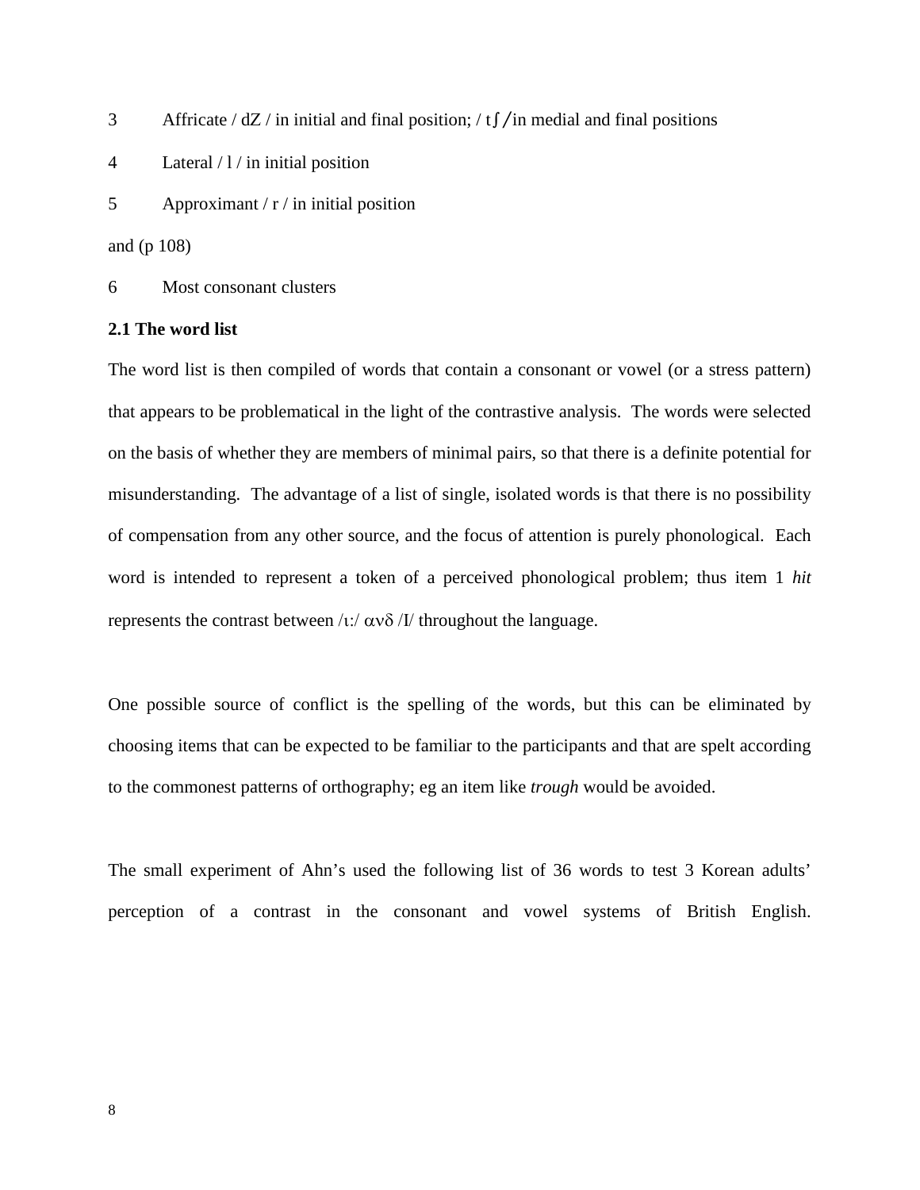3 Affricate / dZ / in initial and final position; / tʃ /in medial and final positions

4 Lateral / l / in initial position

5 Approximant / r / in initial position

and (p 108)

6 Most consonant clusters

**2.1 The word list**

The word list is then compiled of words that contain a consonant or vowel (or a stress pattern) that appears to be problematical in the light of the contrastive analysis. The words were selected on the basis of whether they are members of minimal pairs, so that there is a definite potential for misunderstanding. The advantage of a list of single, isolated words is that there is no possibility of compensation from any other source, and the focus of attention is purely phonological. Each word is intended to represent a token of a perceived phonological problem; thus item 1 *hit* represents the contrast between /ι:/ ανδ /I/ throughout the language.

One possible source of conflict is the spelling of the words, but this can be eliminated by choosing items that can be expected to be familiar to the participants and that are spelt according to the commonest patterns of orthography; eg an item like *trough* would be avoided.

The small experiment of Ahn's used the following list of 36 words to test 3 Korean adults' perception of a contrast in the consonant and vowel systems of British English.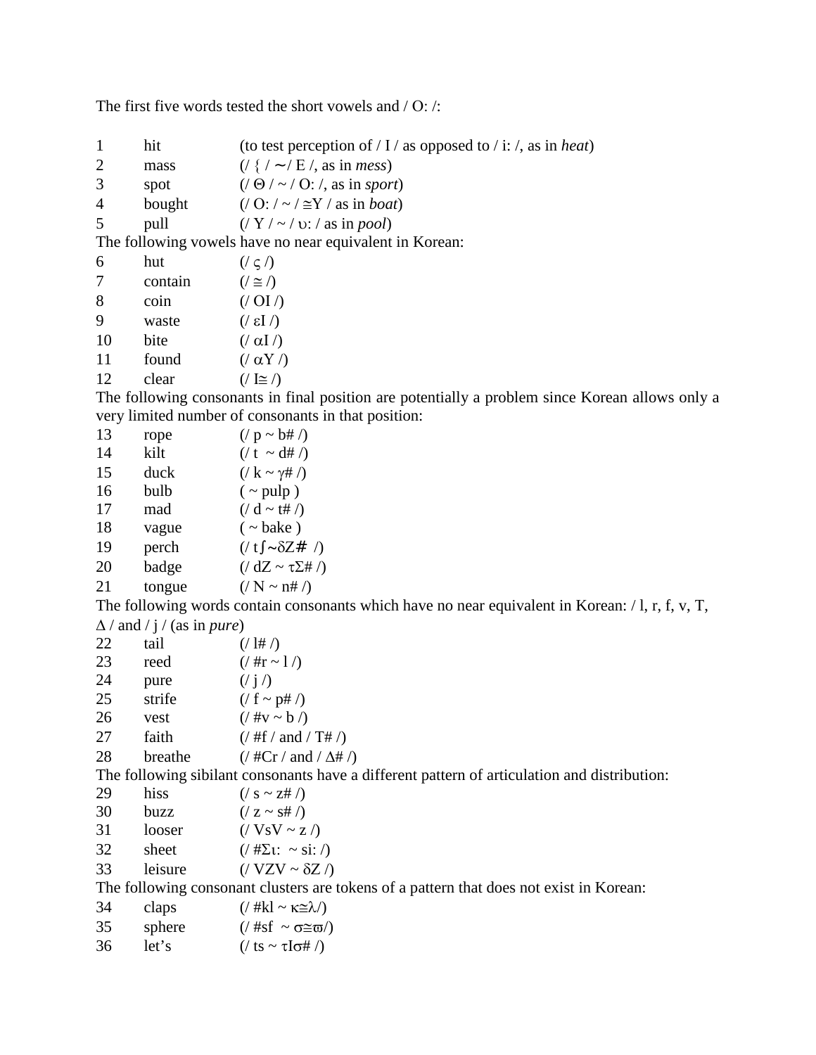The first five words tested the short vowels and / O: /:

| | | |
|---|---|---|
| 1 | hit | (to test perception of / I / as opposed to / i: /, as in *heat*) |
| 2 | mass | (/ { / ∼ / E /, as in *mess*) |
| 3 | spot | (/ Θ / ~ / O: /, as in *sport*) |
| 4 | bought | (/ O: / ~ / ≅Y / as in *boat*) |
| 5 | pull | (/ Y / ~ / υ: / as in *pool*) |

The following vowels have no near equivalent in Korean:

| | | |
|---|---|---|
| 6 | hut | (/ ς /) |
| 7 | contain | (/ ≅ /) |
| 8 | coin | (/ OI /) |
| 9 | waste | (/ εI /) |
| 10 | bite | (/ αI /) |
| 11 | found | (/ αY /) |
| 12 | clear | (/ I≅ /) |

The following consonants in final position are potentially a problem since Korean allows only a very limited number of consonants in that position:

| | | |
|---|---|---|
| 13 | rope | (/ p ~ b# /) |
| 14 | kilt | (/ t ~ d# /) |
| 15 | duck | (/ k ~ γ# /) |
| 16 | bulb | ( ~ pulp ) |
| 17 | mad | (/ d ~ t# /) |
| 18 | vague | ( ~ bake ) |
| 19 | perch | (/ tʃ∼δZ# /) |
| 20 | badge | (/ dZ ~ τΣ# /) |
| 21 | tongue | (/ N ~ n# /) |

The following words contain consonants which have no near equivalent in Korean: / l, r, f, v, T, Δ / and / j / (as in *pure*)

| | | |
|---|---|---|
| 22 | tail | (/ l# /) |
| 23 | reed | (/ #r ~ l /) |
| 24 | pure | (/ j /) |
| 25 | strife | (/ f ~ p# /) |
| 26 | vest | (/ #v ~ b /) |
| 27 | faith | (/ #f / and / T# /) |
| 28 | breathe | (/ #Cr / and / Δ# /) |

The following sibilant consonants have a different pattern of articulation and distribution:

| | | |
|---|---|---|
| 29 | hiss | (/ s ~ z# /) |
| 30 | buzz | (/ z ~ s# /) |
| 31 | looser | (/ VsV ~ z /) |
| 32 | sheet | (/ #Σι: ~ si: /) |
| 33 | leisure | (/ VZV ~ δZ /) |

The following consonant clusters are tokens of a pattern that does not exist in Korean:

| | | |
|---|---|---|
| 34 | claps | (/ #kl ~ κ≅λ/) |
| 35 | sphere | (/ #sf ~ σ≅ϖ/) |
| 36 | let's | (/ ts ~ τIσ# /) |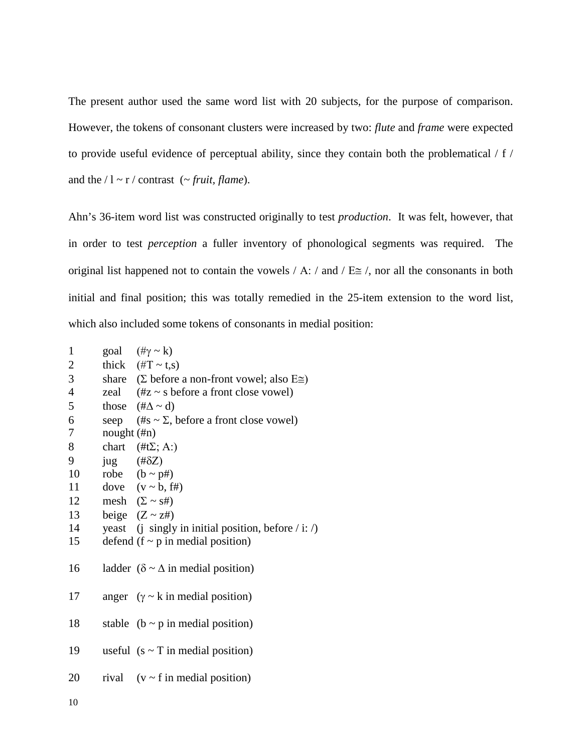The present author used the same word list with 20 subjects, for the purpose of comparison. However, the tokens of consonant clusters were increased by two: *flute* and *frame* were expected to provide useful evidence of perceptual ability, since they contain both the problematical / f / and the / l ~ r / contrast (~ *fruit, flame*).

Ahn's 36-item word list was constructed originally to test *production*. It was felt, however, that in order to test *perception* a fuller inventory of phonological segments was required. The original list happened not to contain the vowels / A: / and / E≅ /, nor all the consonants in both initial and final position; this was totally remedied in the 25-item extension to the word list, which also included some tokens of consonants in medial position:

1 goal (#γ ~ k)
2 thick (#T ~ t,s)
3 share (Σ before a non-front vowel; also E≅)
4 zeal (#z ~ s before a front close vowel)
5 those (#Δ ~ d)
6 seep (#s ~ Σ, before a front close vowel)
7 nought (#n)
8 chart (#tΣ; A:)
9 jug (#δZ)
10 robe (b ~ p#)
11 dove (v ~ b, f#)
12 mesh (Σ ~ s#)
13 beige (Z ~ z#)
14 yeast (j singly in initial position, before / i: /)
15 defend (f ~ p in medial position)
16 ladder (δ ~ Δ in medial position)
17 anger (γ ~ k in medial position)
18 stable (b ~ p in medial position)
19 useful (s ~ T in medial position)
20 rival (v ~ f in medial position)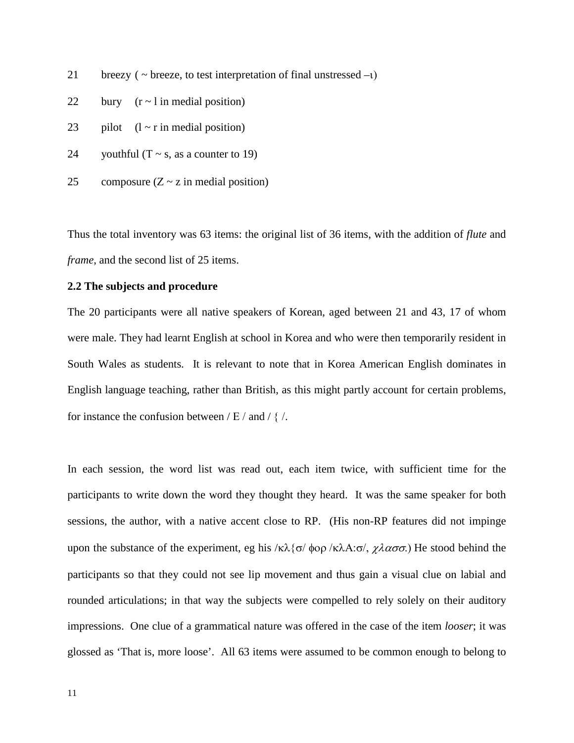21 breezy ( ~ breeze, to test interpretation of final unstressed –ι)

22 bury (r ~ l in medial position)

23 pilot (l ~ r in medial position)

24 youthful (T ~ s, as a counter to 19)

25 composure (Z ~ z in medial position)

Thus the total inventory was 63 items: the original list of 36 items, with the addition of *flute* and *frame*, and the second list of 25 items.

**2.2 The subjects and procedure**

The 20 participants were all native speakers of Korean, aged between 21 and 43, 17 of whom were male. They had learnt English at school in Korea and who were then temporarily resident in South Wales as students. It is relevant to note that in Korea American English dominates in English language teaching, rather than British, as this might partly account for certain problems, for instance the confusion between / E / and / { /.

In each session, the word list was read out, each item twice, with sufficient time for the participants to write down the word they thought they heard. It was the same speaker for both sessions, the author, with a native accent close to RP. (His non-RP features did not impinge upon the substance of the experiment, eg his /κλ{σ/ φορ /κλΑ:σ/, *χλασσ*.) He stood behind the participants so that they could not see lip movement and thus gain a visual clue on labial and rounded articulations; in that way the subjects were compelled to rely solely on their auditory impressions. One clue of a grammatical nature was offered in the case of the item *looser*; it was glossed as 'That is, more loose'. All 63 items were assumed to be common enough to belong to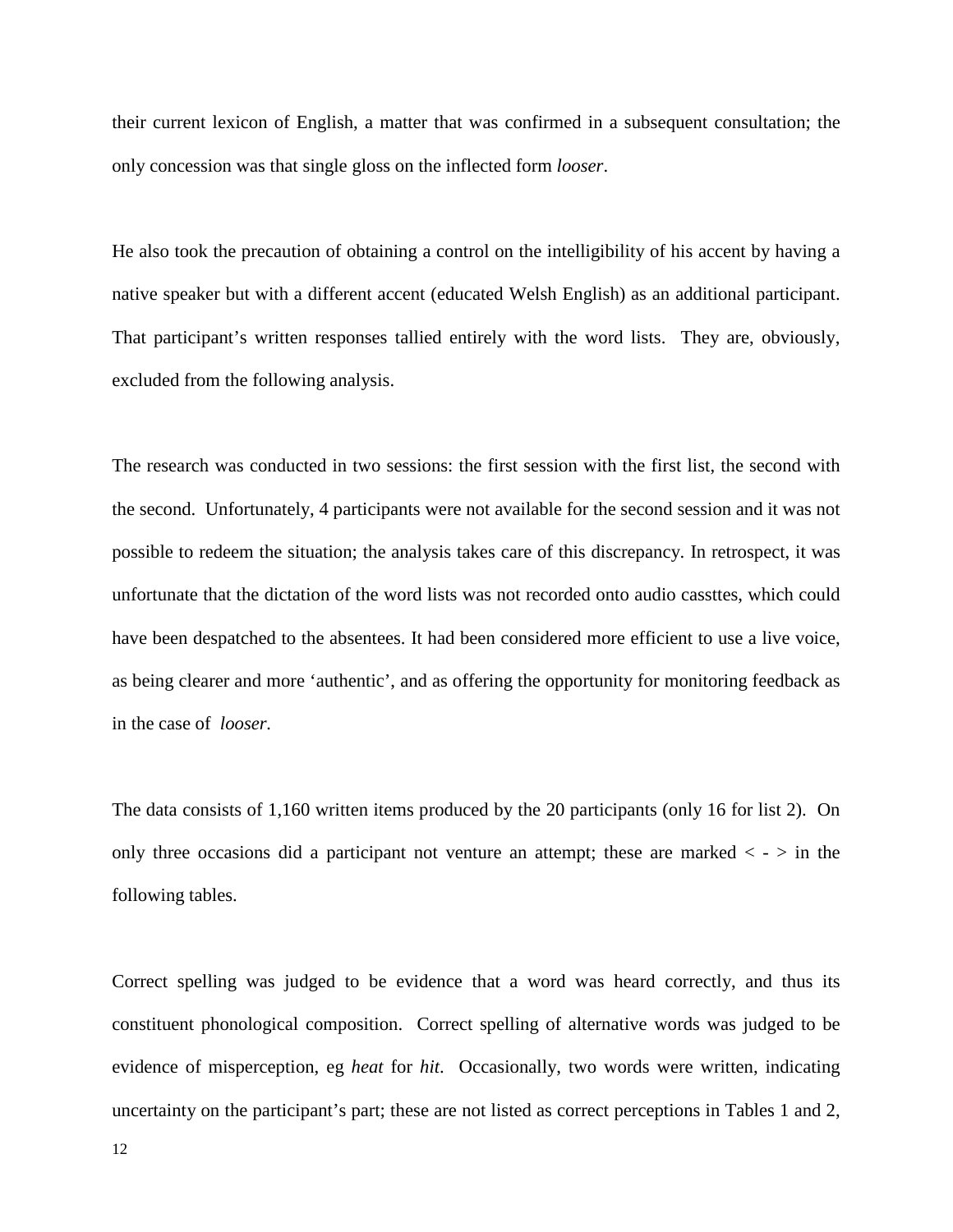their current lexicon of English, a matter that was confirmed in a subsequent consultation; the only concession was that single gloss on the inflected form *looser*.

He also took the precaution of obtaining a control on the intelligibility of his accent by having a native speaker but with a different accent (educated Welsh English) as an additional participant. That participant's written responses tallied entirely with the word lists. They are, obviously, excluded from the following analysis.

The research was conducted in two sessions: the first session with the first list, the second with the second. Unfortunately, 4 participants were not available for the second session and it was not possible to redeem the situation; the analysis takes care of this discrepancy. In retrospect, it was unfortunate that the dictation of the word lists was not recorded onto audio cassttes, which could have been despatched to the absentees. It had been considered more efficient to use a live voice, as being clearer and more 'authentic', and as offering the opportunity for monitoring feedback as in the case of *looser*.

The data consists of 1,160 written items produced by the 20 participants (only 16 for list 2). On only three occasions did a participant not venture an attempt; these are marked < - > in the following tables.

Correct spelling was judged to be evidence that a word was heard correctly, and thus its constituent phonological composition. Correct spelling of alternative words was judged to be evidence of misperception, eg *heat* for *hit*. Occasionally, two words were written, indicating uncertainty on the participant's part; these are not listed as correct perceptions in Tables 1 and 2,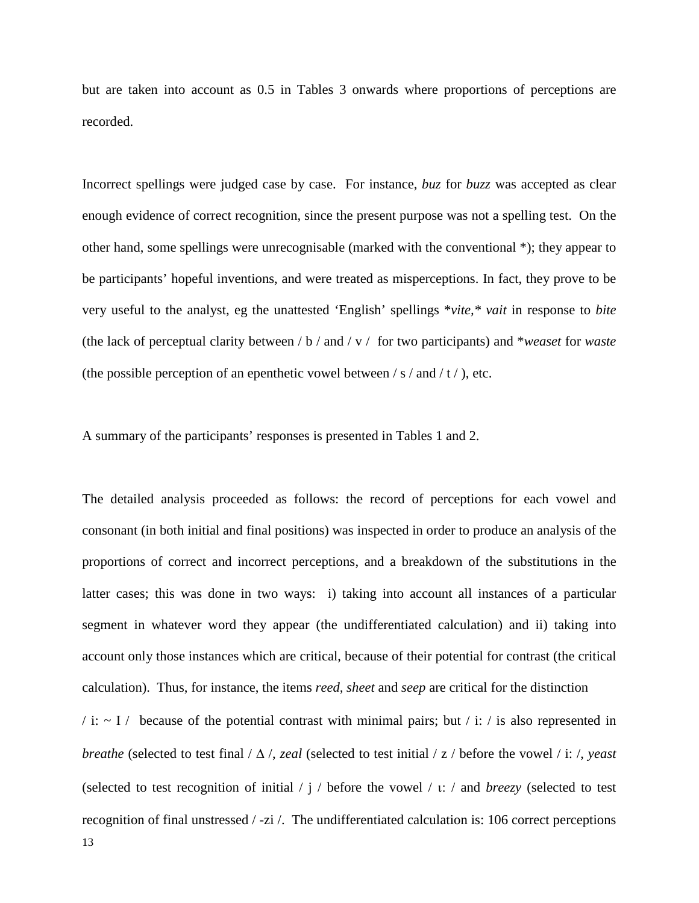but are taken into account as 0.5 in Tables 3 onwards where proportions of perceptions are recorded.

Incorrect spellings were judged case by case. For instance, *buz* for *buzz* was accepted as clear enough evidence of correct recognition, since the present purpose was not a spelling test. On the other hand, some spellings were unrecognisable (marked with the conventional *); they appear to be participants' hopeful inventions, and were treated as misperceptions. In fact, they prove to be very useful to the analyst, eg the unattested 'English' spellings **vite,** *vait* in response to *bite* (the lack of perceptual clarity between / b / and / v / for two participants) and **weaset* for *waste* (the possible perception of an epenthetic vowel between / s / and / t / ), etc.

A summary of the participants' responses is presented in Tables 1 and 2.

The detailed analysis proceeded as follows: the record of perceptions for each vowel and consonant (in both initial and final positions) was inspected in order to produce an analysis of the proportions of correct and incorrect perceptions, and a breakdown of the substitutions in the latter cases; this was done in two ways: i) taking into account all instances of a particular segment in whatever word they appear (the undifferentiated calculation) and ii) taking into account only those instances which are critical, because of their potential for contrast (the critical calculation). Thus, for instance, the items *reed*, *sheet* and *seep* are critical for the distinction / i: ~ I / because of the potential contrast with minimal pairs; but / i: / is also represented in *breathe* (selected to test final / Δ /, *zeal* (selected to test initial / z / before the vowel / i: /, *yeast* (selected to test recognition of initial / j / before the vowel / ι: / and *breezy* (selected to test recognition of final unstressed / -zi /. The undifferentiated calculation is: 106 correct perceptions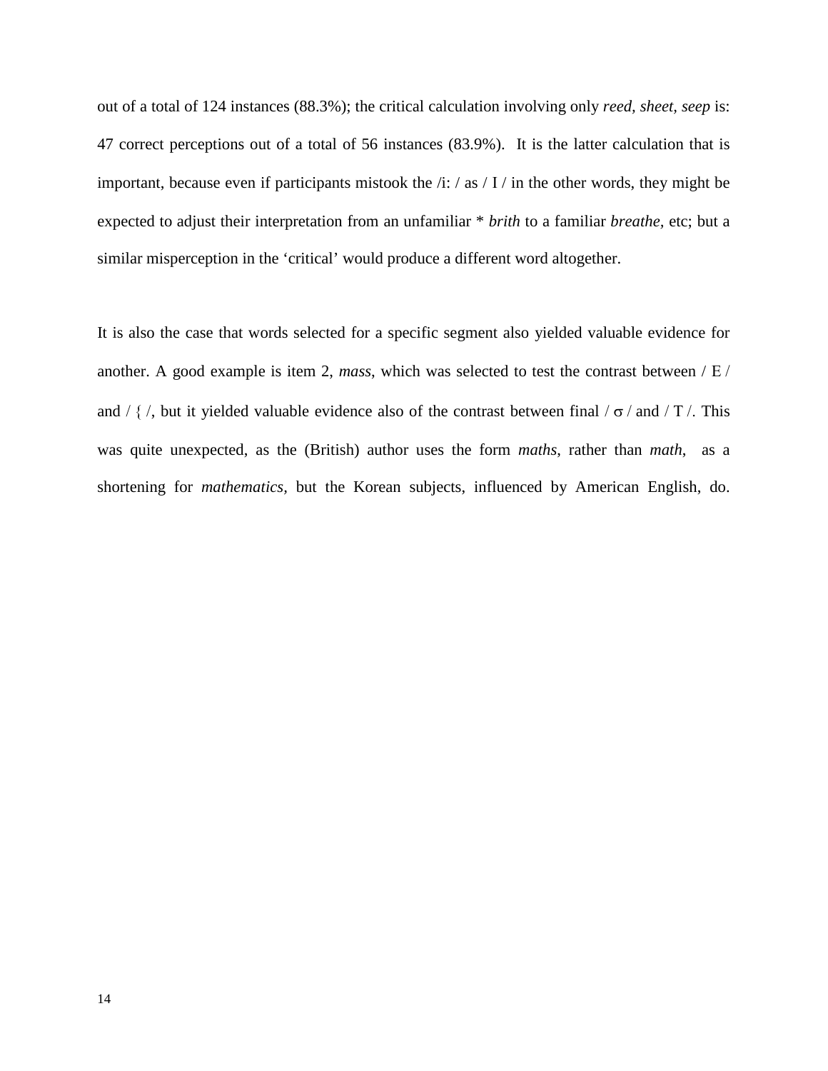out of a total of 124 instances (88.3%); the critical calculation involving only *reed, sheet, seep* is: 47 correct perceptions out of a total of 56 instances (83.9%). It is the latter calculation that is important, because even if participants mistook the /i: / as / I / in the other words, they might be expected to adjust their interpretation from an unfamiliar * *brith* to a familiar *breathe*, etc; but a similar misperception in the 'critical' would produce a different word altogether.

It is also the case that words selected for a specific segment also yielded valuable evidence for another. A good example is item 2, *mass*, which was selected to test the contrast between / E / and / { /, but it yielded valuable evidence also of the contrast between final / σ / and / T /. This was quite unexpected, as the (British) author uses the form *maths*, rather than *math*, as a shortening for *mathematics*, but the Korean subjects, influenced by American English, do.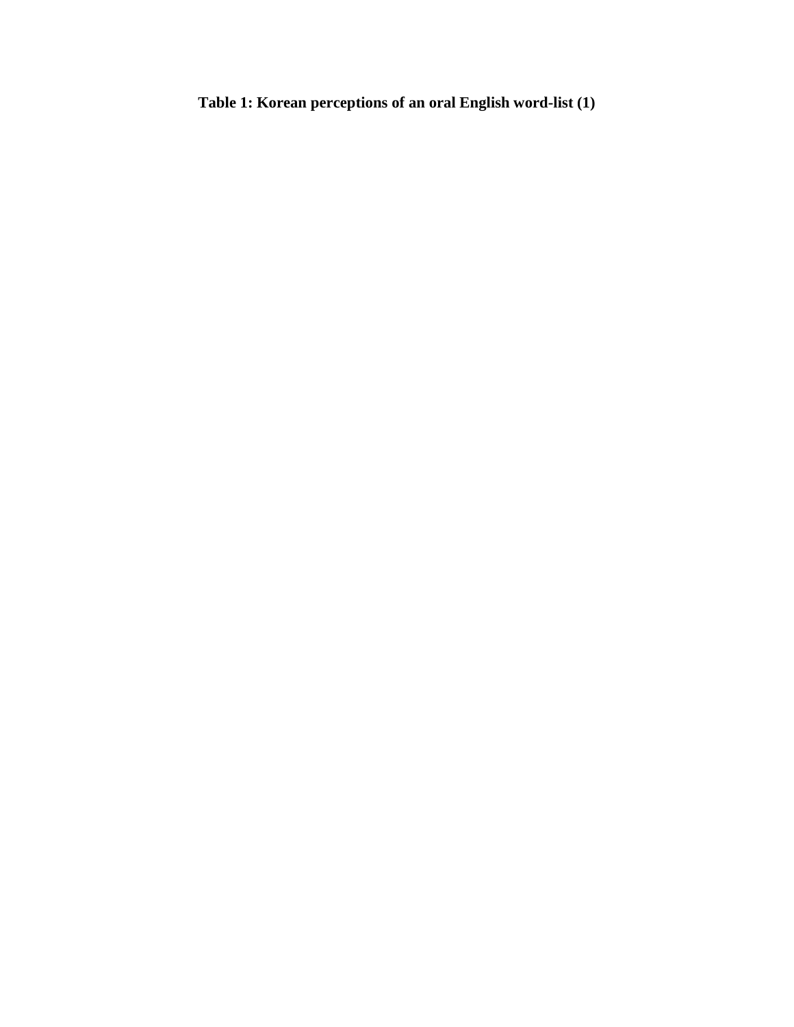**Table 1: Korean perceptions of an oral English word-list (1)**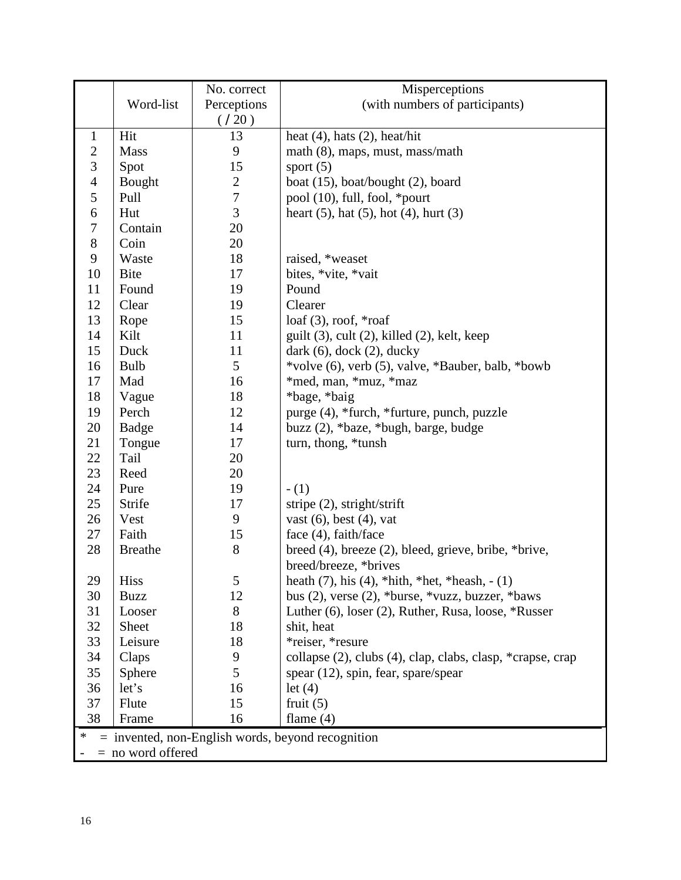| | Word-list | No. correct Perceptions ( / 20 ) | Misperceptions (with numbers of participants) |
|---|---|---|---|
| 1 | Hit | 13 | heat (4), hats (2), heat/hit |
| 2 | Mass | 9 | math (8), maps, must, mass/math |
| 3 | Spot | 15 | sport (5) |
| 4 | Bought | 2 | boat (15), boat/bought (2), board |
| 5 | Pull | 7 | pool (10), full, fool, *pourt |
| 6 | Hut | 3 | heart (5), hat (5), hot (4), hurt (3) |
| 7 | Contain | 20 | |
| 8 | Coin | 20 | |
| 9 | Waste | 18 | raised, *weaset |
| 10 | Bite | 17 | bites, *vite, *vait |
| 11 | Found | 19 | Pound |
| 12 | Clear | 19 | Clearer |
| 13 | Rope | 15 | loaf (3), roof, *roaf |
| 14 | Kilt | 11 | guilt (3), cult (2), killed (2), kelt, keep |
| 15 | Duck | 11 | dark (6), dock (2), ducky |
| 16 | Bulb | 5 | *volve (6), verb (5), valve, *Bauber, balb, *bowb |
| 17 | Mad | 16 | *med, man, *muz, *maz |
| 18 | Vague | 18 | *bage, *baig |
| 19 | Perch | 12 | purge (4), *furch, *furture, punch, puzzle |
| 20 | Badge | 14 | buzz (2), *baze, *bugh, barge, budge |
| 21 | Tongue | 17 | turn, thong, *tunsh |
| 22 | Tail | 20 | |
| 23 | Reed | 20 | |
| 24 | Pure | 19 | - (1) |
| 25 | Strife | 17 | stripe (2), stright/strift |
| 26 | Vest | 9 | vast (6), best (4), vat |
| 27 | Faith | 15 | face (4), faith/face |
| 28 | Breathe | 8 | breed (4), breeze (2), bleed, grieve, bribe, *brive, breed/breeze, *brives |
| 29 | Hiss | 5 | heath (7), his (4), *hith, *het, *heash, - (1) |
| 30 | Buzz | 12 | bus (2), verse (2), *burse, *vuzz, buzzer, *baws |
| 31 | Looser | 8 | Luther (6), loser (2), Ruther, Rusa, loose, *Russer |
| 32 | Sheet | 18 | shit, heat |
| 33 | Leisure | 18 | *reiser, *resure |
| 34 | Claps | 9 | collapse (2), clubs (4), clap, clabs, clasp, *crapse, crap |
| 35 | Sphere | 5 | spear (12), spin, fear, spare/spear |
| 36 | let's | 16 | let (4) |
| 37 | Flute | 15 | fruit (5) |
| 38 | Frame | 16 | flame (4) |

\* = invented, non-English words, beyond recognition
\- = no word offered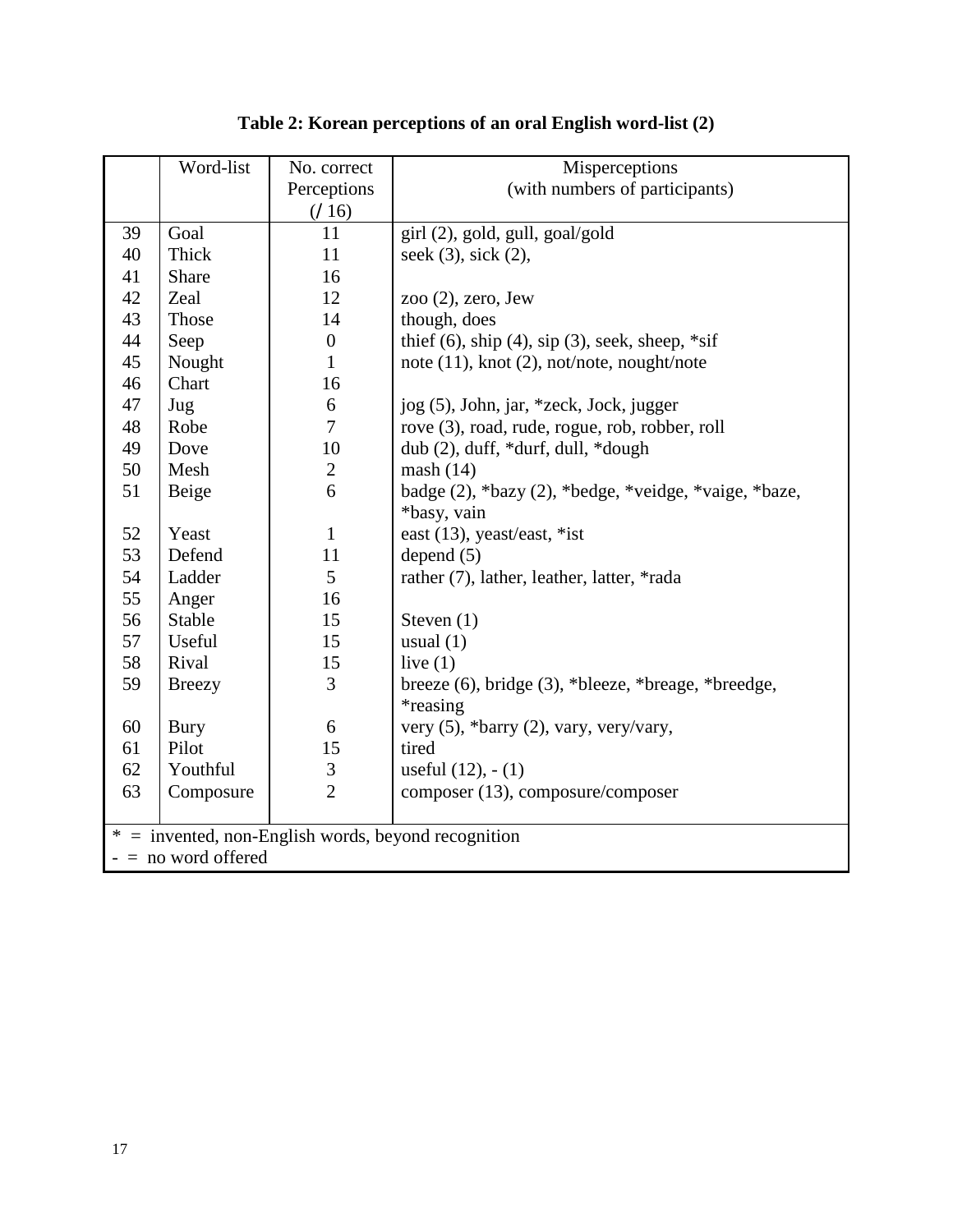**Table 2: Korean perceptions of an oral English word-list (2)**

| | Word-list | No. correct Perceptions (/ 16) | Misperceptions (with numbers of participants) |
|---|---|---|---|
| 39 | Goal | 11 | girl (2), gold, gull, goal/gold |
| 40 | Thick | 11 | seek (3), sick (2), |
| 41 | Share | 16 | |
| 42 | Zeal | 12 | zoo (2), zero, Jew |
| 43 | Those | 14 | though, does |
| 44 | Seep | 0 | thief (6), ship (4), sip (3), seek, sheep, *sif |
| 45 | Nought | 1 | note (11), knot (2), not/note, nought/note |
| 46 | Chart | 16 | |
| 47 | Jug | 6 | jog (5), John, jar, *zeck, Jock, jugger |
| 48 | Robe | 7 | rove (3), road, rude, rogue, rob, robber, roll |
| 49 | Dove | 10 | dub (2), duff, *durf, dull, *dough |
| 50 | Mesh | 2 | mash (14) |
| 51 | Beige | 6 | badge (2), *bazy (2), *bedge, *veidge, *vaige, *baze, *basy, vain |
| 52 | Yeast | 1 | east (13), yeast/east, *ist |
| 53 | Defend | 11 | depend (5) |
| 54 | Ladder | 5 | rather (7), lather, leather, latter, *rada |
| 55 | Anger | 16 | |
| 56 | Stable | 15 | Steven (1) |
| 57 | Useful | 15 | usual (1) |
| 58 | Rival | 15 | live (1) |
| 59 | Breezy | 3 | breeze (6), bridge (3), *bleeze, *breage, *breedge, *reasing |
| 60 | Bury | 6 | very (5), *barry (2), vary, very/vary, |
| 61 | Pilot | 15 | tired |
| 62 | Youthful | 3 | useful (12), - (1) |
| 63 | Composure | 2 | composer (13), composure/composer |

\* = invented, non-English words, beyond recognition
\- = no word offered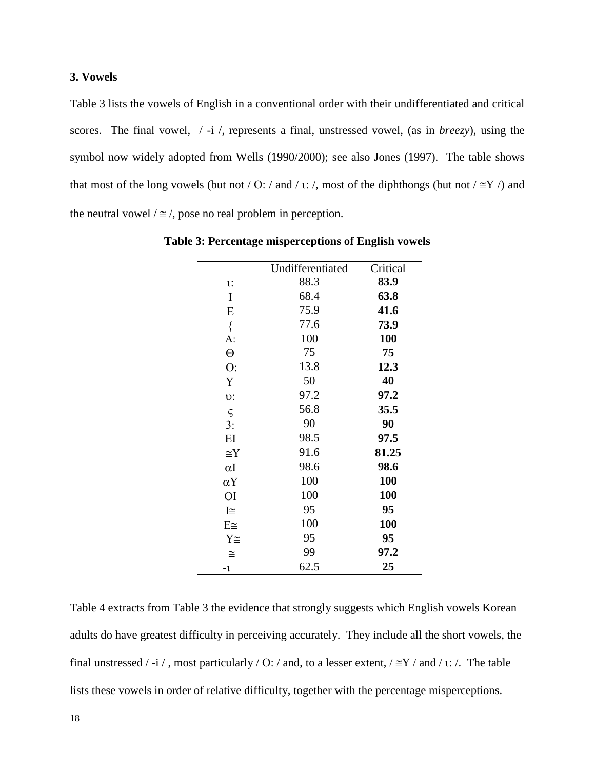### 3. Vowels

Table 3 lists the vowels of English in a conventional order with their undifferentiated and critical scores. The final vowel, / -i /, represents a final, unstressed vowel, (as in *breezy*), using the symbol now widely adopted from Wells (1990/2000); see also Jones (1997). The table shows that most of the long vowels (but not / O: / and / ι: /, most of the diphthongs (but not / ≅Y /) and the neutral vowel / ≅ /, pose no real problem in perception.

**Table 3: Percentage misperceptions of English vowels**

| | Undifferentiated | Critical |
|---|---|---|
| ι: | 88.3 | **83.9** |
| I | 68.4 | **63.8** |
| E | 75.9 | **41.6** |
| { | 77.6 | **73.9** |
| A: | 100 | **100** |
| Θ | 75 | **75** |
| O: | 13.8 | **12.3** |
| Y | 50 | **40** |
| υ: | 97.2 | **97.2** |
| ς | 56.8 | **35.5** |
| 3: | 90 | **90** |
| EI | 98.5 | **97.5** |
| ≅Y | 91.6 | **81.25** |
| αI | 98.6 | **98.6** |
| αY | 100 | **100** |
| OI | 100 | **100** |
| I≅ | 95 | **95** |
| E≅ | 100 | **100** |
| Y≅ | 95 | **95** |
| ≅ | 99 | **97.2** |
| -ι | 62.5 | **25** |

Table 4 extracts from Table 3 the evidence that strongly suggests which English vowels Korean adults do have greatest difficulty in perceiving accurately. They include all the short vowels, the final unstressed / -i / , most particularly / O: / and, to a lesser extent, / ≅Y / and / ι: /. The table lists these vowels in order of relative difficulty, together with the percentage misperceptions.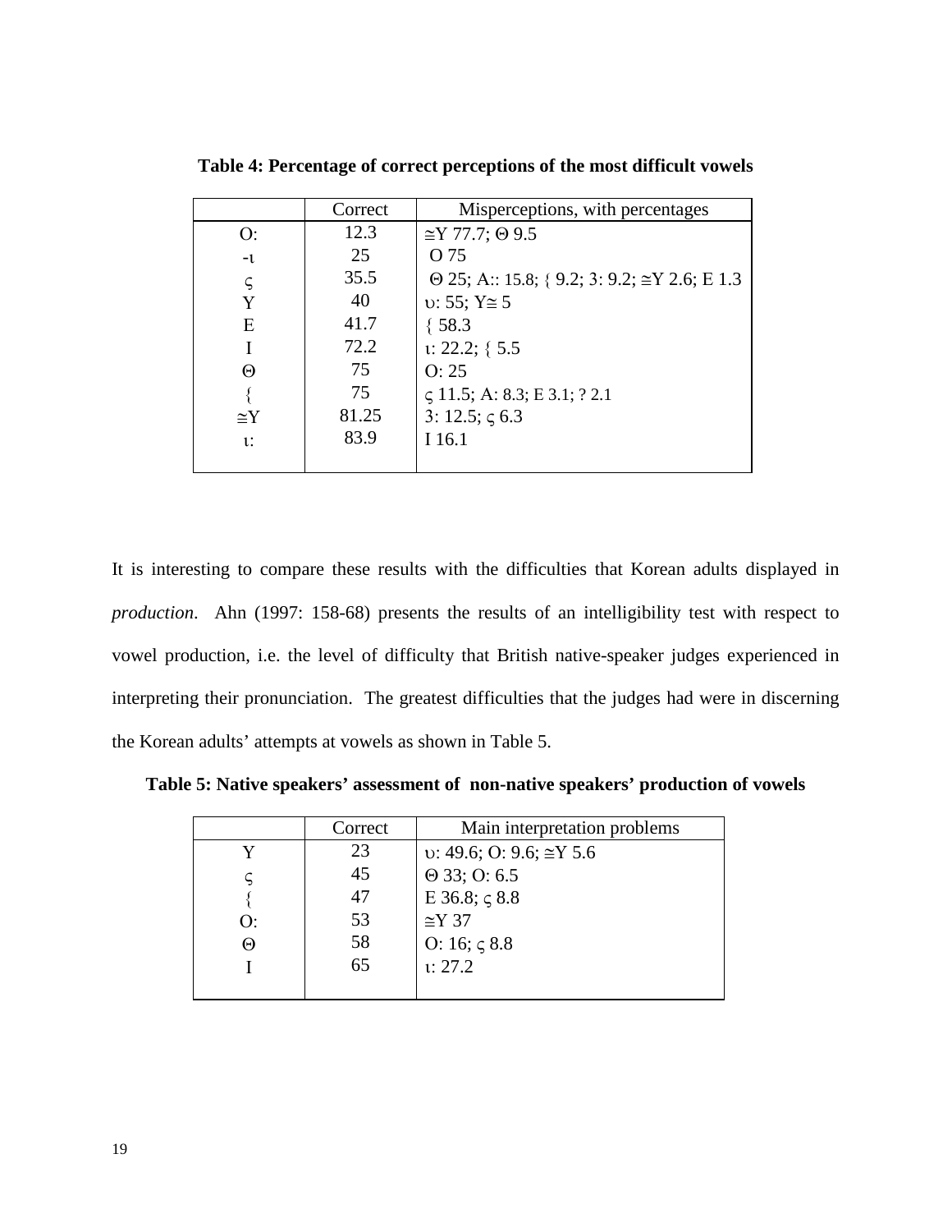**Table 4: Percentage of correct perceptions of the most difficult vowels**

| | Correct | Misperceptions, with percentages |
|---|---|---|
| O: | 12.3 | ≅Y 77.7; Θ 9.5 |
| -ι | 25 | O 75 |
| ς | 35.5 | Θ 25; A:: 15.8; { 9.2; 3: 9.2; ≅Y 2.6; E 1.3 |
| Y | 40 | υ: 55; Y≅ 5 |
| E | 41.7 | { 58.3 |
| I | 72.2 | ι: 22.2; { 5.5 |
| Θ | 75 | O: 25 |
| { | 75 | ς 11.5; A: 8.3; E 3.1; ? 2.1 |
| ≅Y | 81.25 | 3: 12.5; ς 6.3 |
| ι: | 83.9 | I 16.1 |

It is interesting to compare these results with the difficulties that Korean adults displayed in *production*. Ahn (1997: 158-68) presents the results of an intelligibility test with respect to vowel production, i.e. the level of difficulty that British native-speaker judges experienced in interpreting their pronunciation. The greatest difficulties that the judges had were in discerning the Korean adults' attempts at vowels as shown in Table 5.

**Table 5: Native speakers' assessment of non-native speakers' production of vowels**

| | Correct | Main interpretation problems |
|---|---|---|
| Y | 23 | υ: 49.6; O: 9.6; ≅Y 5.6 |
| ς | 45 | Θ 33; O: 6.5 |
| { | 47 | E 36.8; ς 8.8 |
| O: | 53 | ≅Y 37 |
| Θ | 58 | O: 16; ς 8.8 |
| I | 65 | ι: 27.2 |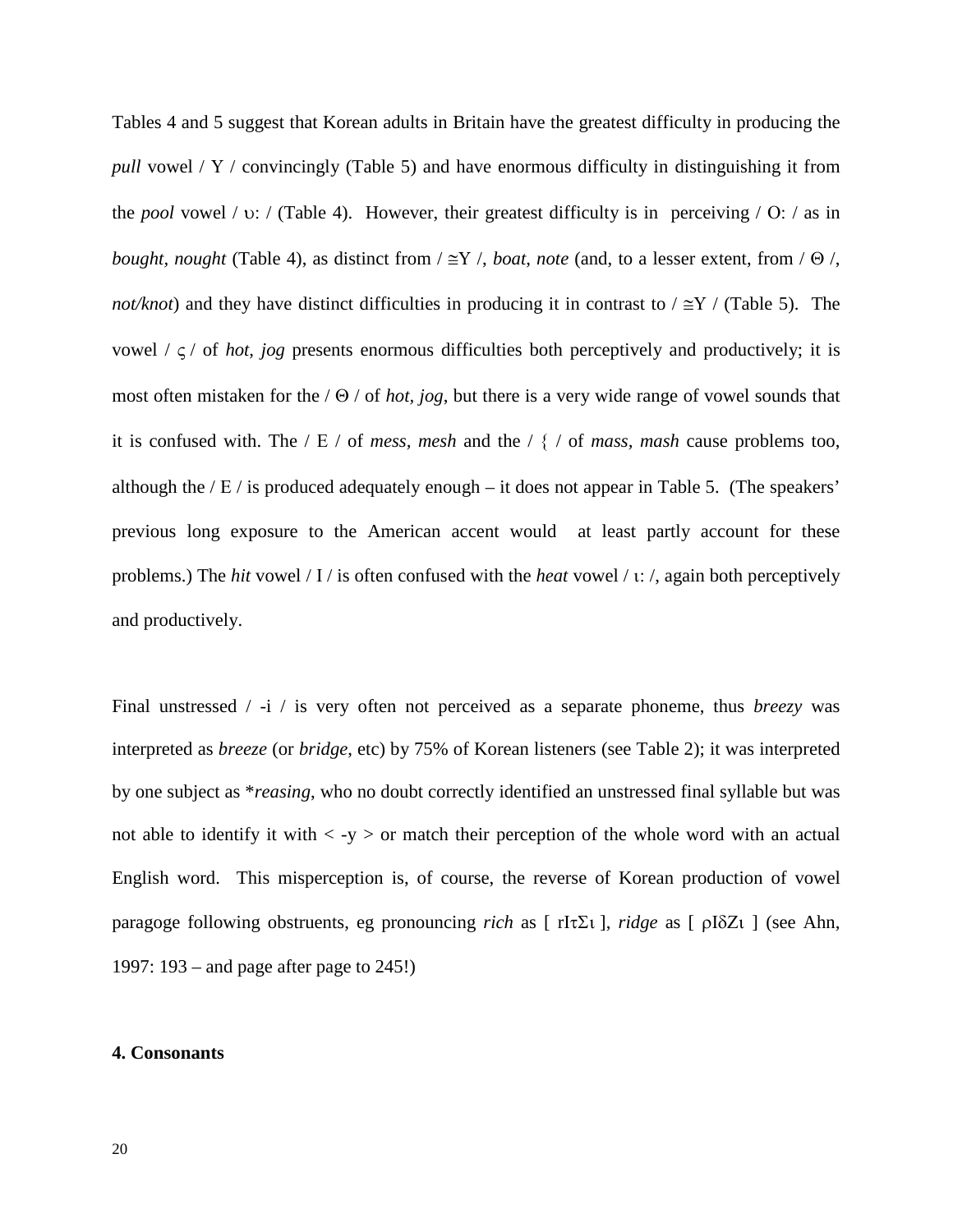Tables 4 and 5 suggest that Korean adults in Britain have the greatest difficulty in producing the *pull* vowel / Y / convincingly (Table 5) and have enormous difficulty in distinguishing it from the *pool* vowel / υ: / (Table 4). However, their greatest difficulty is in perceiving / O: / as in *bought, nought* (Table 4), as distinct from / ≅Y /, *boat, note* (and, to a lesser extent, from / Θ /, *not/knot*) and they have distinct difficulties in producing it in contrast to / ≅Y / (Table 5). The vowel / ς / of *hot, jog* presents enormous difficulties both perceptively and productively; it is most often mistaken for the / Θ / of *hot, jog*, but there is a very wide range of vowel sounds that it is confused with. The / E / of *mess, mesh* and the / { / of *mass, mash* cause problems too, although the / E / is produced adequately enough – it does not appear in Table 5. (The speakers' previous long exposure to the American accent would at least partly account for these problems.) The *hit* vowel / I / is often confused with the *heat* vowel / ι: /, again both perceptively and productively.

Final unstressed / -i / is very often not perceived as a separate phoneme, thus *breezy* was interpreted as *breeze* (or *bridge*, etc) by 75% of Korean listeners (see Table 2); it was interpreted by one subject as \**reasing*, who no doubt correctly identified an unstressed final syllable but was not able to identify it with < -y > or match their perception of the whole word with an actual English word. This misperception is, of course, the reverse of Korean production of vowel paragoge following obstruents, eg pronouncing *rich* as [ rIτΣι ], *ridge* as [ ρIδZι ] (see Ahn, 1997: 193 – and page after page to 245!)

**4. Consonants**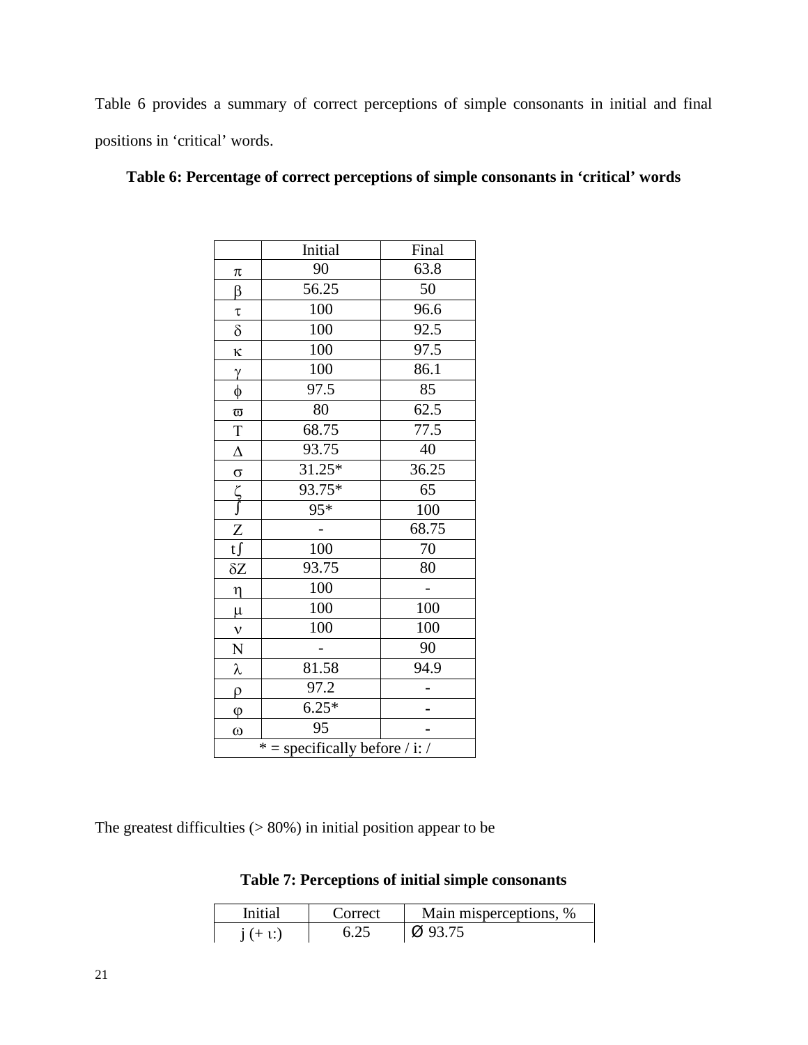Table 6 provides a summary of correct perceptions of simple consonants in initial and final positions in ‘critical’ words.

**Table 6: Percentage of correct perceptions of simple consonants in ‘critical’ words**

| | Initial | Final |
|---|---|---|
| π | 90 | 63.8 |
| β | 56.25 | 50 |
| τ | 100 | 96.6 |
| δ | 100 | 92.5 |
| κ | 100 | 97.5 |
| γ | 100 | 86.1 |
| φ | 97.5 | 85 |
| ϖ | 80 | 62.5 |
| Τ | 68.75 | 77.5 |
| Δ | 93.75 | 40 |
| σ | 31.25* | 36.25 |
| ζ | 93.75* | 65 |
| ʃ | 95* | 100 |
| Ζ | - | 68.75 |
| tʃ | 100 | 70 |
| δΖ | 93.75 | 80 |
| η | 100 | - |
| μ | 100 | 100 |
| ν | 100 | 100 |
| Ν | - | 90 |
| λ | 81.58 | 94.9 |
| ρ | 97.2 | - |
| ϕ | 6.25* | - |
| ω | 95 | - |
| * = specifically before / i: / | | |

The greatest difficulties (> 80%) in initial position appear to be

**Table 7: Perceptions of initial simple consonants**

| Initial | Correct | Main misperceptions, % |
|---|---|---|
| j (+ ɩː) | 6.25 | Ø 93.75 |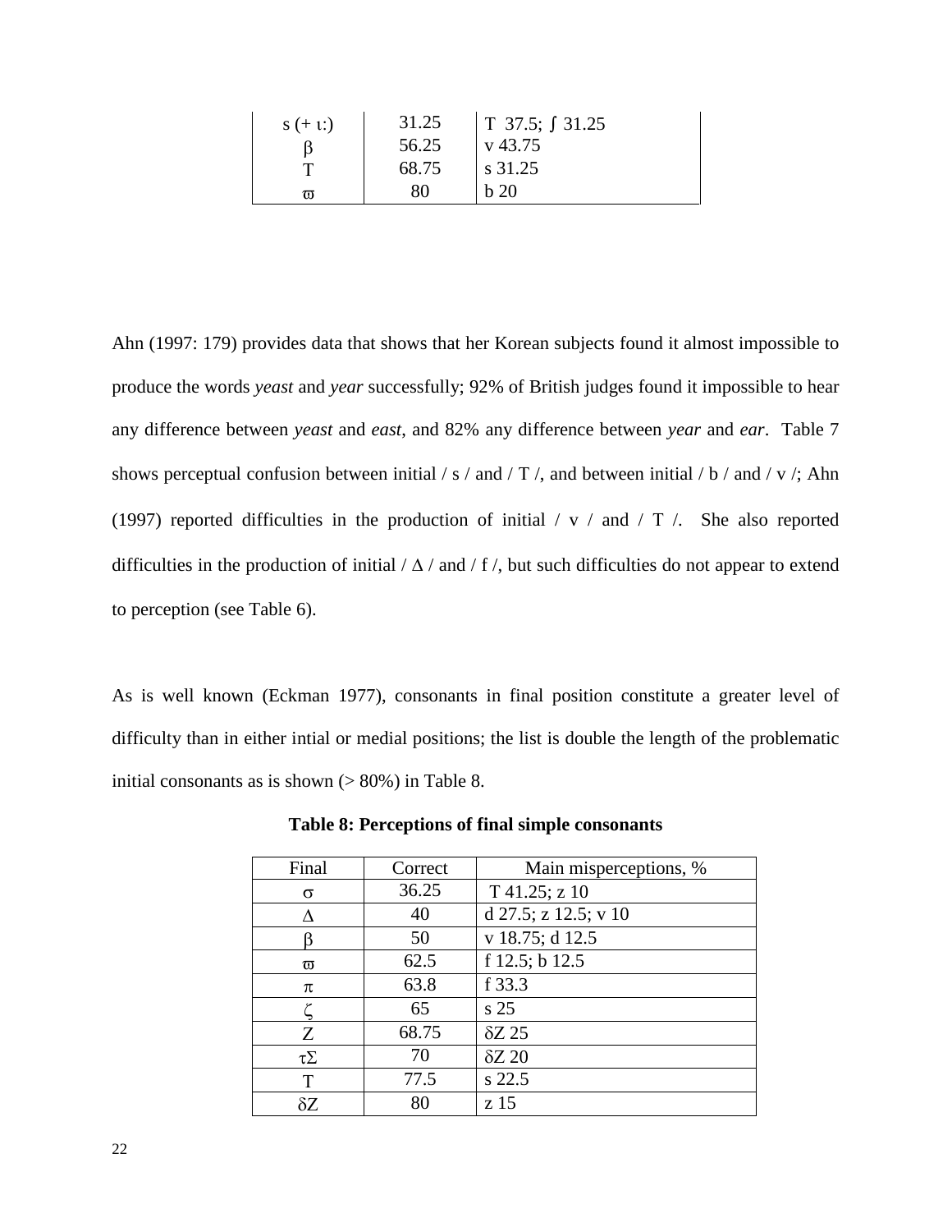| s (+ ι:) | 31.25 | T 37.5; ʃ 31.25 |
|---|---|---|
| β | 56.25 | v 43.75 |
| T | 68.75 | s 31.25 |
| ϖ | 80 | b 20 |

Ahn (1997: 179) provides data that shows that her Korean subjects found it almost impossible to produce the words *yeast* and *year* successfully; 92% of British judges found it impossible to hear any difference between *yeast* and *east*, and 82% any difference between *year* and *ear*. Table 7 shows perceptual confusion between initial / s / and / T /, and between initial / b / and / v /; Ahn (1997) reported difficulties in the production of initial / v / and / T /. She also reported difficulties in the production of initial / Δ / and / f /, but such difficulties do not appear to extend to perception (see Table 6).

As is well known (Eckman 1977), consonants in final position constitute a greater level of difficulty than in either intial or medial positions; the list is double the length of the problematic initial consonants as is shown (> 80%) in Table 8.

**Table 8: Perceptions of final simple consonants**

| Final | Correct | Main misperceptions, % |
|---|---|---|
| σ | 36.25 | T 41.25; z 10 |
| Δ | 40 | d 27.5; z 12.5; v 10 |
| β | 50 | v 18.75; d 12.5 |
| ϖ | 62.5 | f 12.5; b 12.5 |
| π | 63.8 | f 33.3 |
| ζ | 65 | s 25 |
| Z | 68.75 | δZ 25 |
| τΣ | 70 | δZ 20 |
| T | 77.5 | s 22.5 |
| δZ | 80 | z 15 |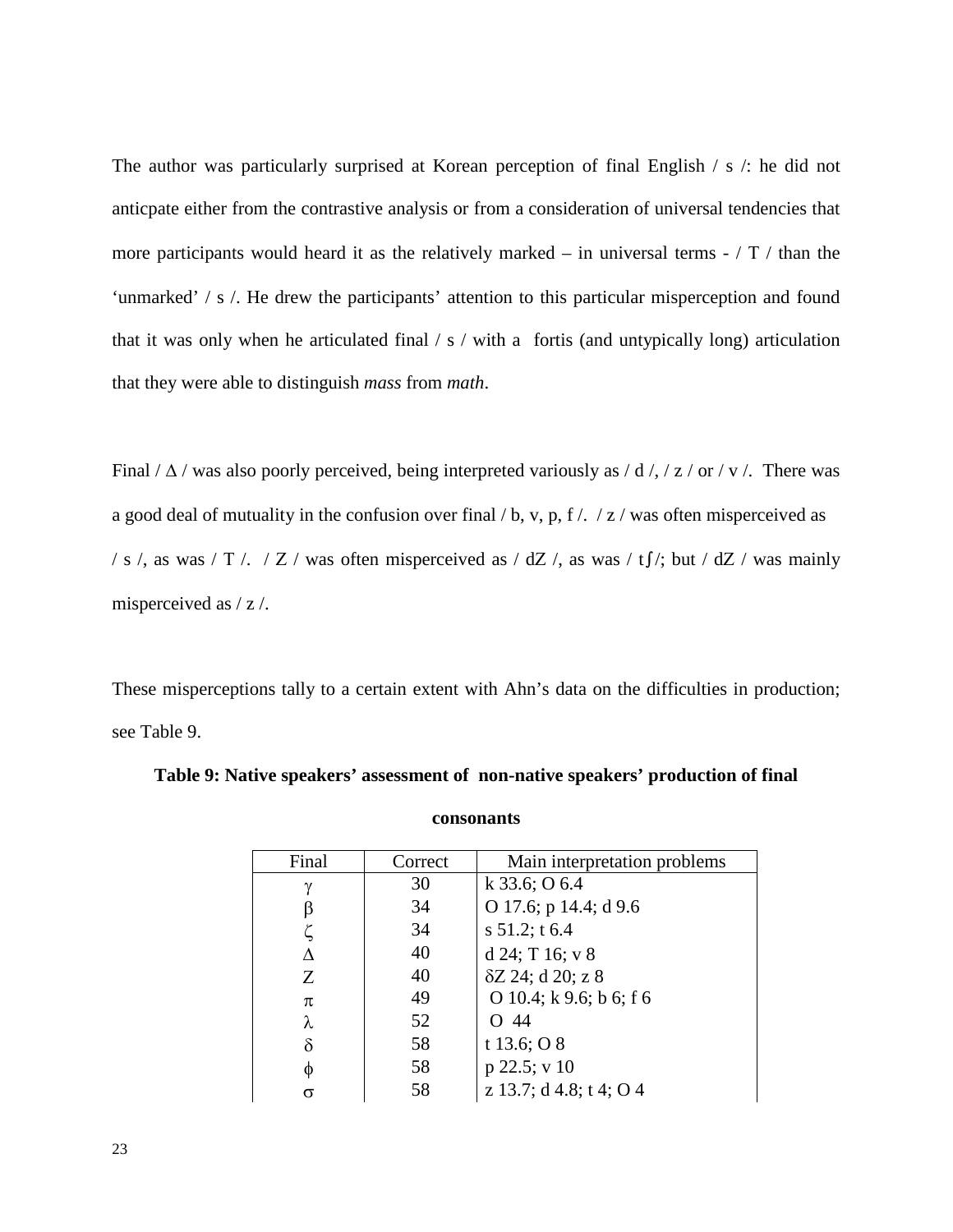The author was particularly surprised at Korean perception of final English / s /: he did not anticpate either from the contrastive analysis or from a consideration of universal tendencies that more participants would heard it as the relatively marked – in universal terms - / T / than the 'unmarked' / s /. He drew the participants' attention to this particular misperception and found that it was only when he articulated final / s / with a fortis (and untypically long) articulation that they were able to distinguish *mass* from *math*.

Final / Δ / was also poorly perceived, being interpreted variously as / d /, / z / or / v /. There was a good deal of mutuality in the confusion over final / b, v, p, f /. / z / was often misperceived as / s /, as was / T /. / Z / was often misperceived as / dZ /, as was / tʃ/; but / dZ / was mainly misperceived as / z /.

These misperceptions tally to a certain extent with Ahn's data on the difficulties in production; see Table 9.

**Table 9: Native speakers' assessment of non-native speakers' production of final consonants**

| Final | Correct | Main interpretation problems |
|---|---|---|
| γ | 30 | k 33.6; O 6.4 |
| β | 34 | O 17.6; p 14.4; d 9.6 |
| ζ | 34 | s 51.2; t 6.4 |
| Δ | 40 | d 24; T 16; v 8 |
| Z | 40 | δZ 24; d 20; z 8 |
| π | 49 | O 10.4; k 9.6; b 6; f 6 |
| λ | 52 | O 44 |
| δ | 58 | t 13.6; O 8 |
| φ | 58 | p 22.5; v 10 |
| σ | 58 | z 13.7; d 4.8; t 4; O 4 |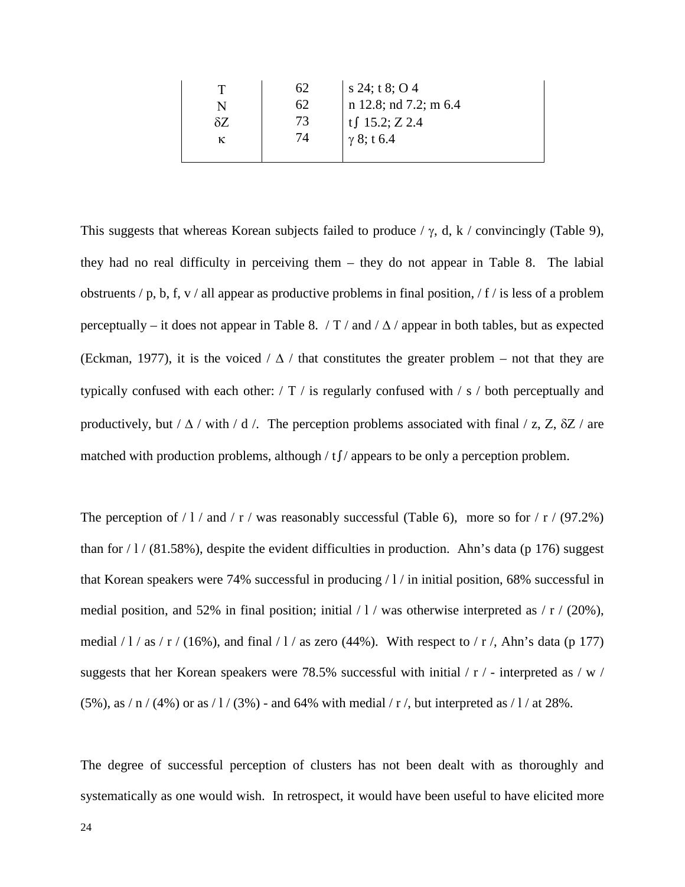| | | |
|---|---|---|
| T | 62 | s 24; t 8; O 4 |
| N | 62 | n 12.8; nd 7.2; m 6.4 |
| δZ | 73 | t∫ 15.2; Z 2.4 |
| κ | 74 | γ 8; t 6.4 |

This suggests that whereas Korean subjects failed to produce / γ, d, k / convincingly (Table 9), they had no real difficulty in perceiving them – they do not appear in Table 8. The labial obstruents / p, b, f, v / all appear as productive problems in final position, / f / is less of a problem perceptually – it does not appear in Table 8. / T / and / Δ / appear in both tables, but as expected (Eckman, 1977), it is the voiced / Δ / that constitutes the greater problem – not that they are typically confused with each other: / T / is regularly confused with / s / both perceptually and productively, but / Δ / with / d /. The perception problems associated with final / z, Z, δZ / are matched with production problems, although / t∫/ appears to be only a perception problem.

The perception of / l / and / r / was reasonably successful (Table 6), more so for / r / (97.2%) than for / l / (81.58%), despite the evident difficulties in production. Ahn's data (p 176) suggest that Korean speakers were 74% successful in producing / l / in initial position, 68% successful in medial position, and 52% in final position; initial / l / was otherwise interpreted as / r / (20%), medial / l / as / r / (16%), and final / l / as zero (44%). With respect to / r /, Ahn's data (p 177) suggests that her Korean speakers were 78.5% successful with initial / r / - interpreted as / w / (5%), as / n / (4%) or as / l / (3%) - and 64% with medial / r /, but interpreted as / l / at 28%.

The degree of successful perception of clusters has not been dealt with as thoroughly and systematically as one would wish. In retrospect, it would have been useful to have elicited more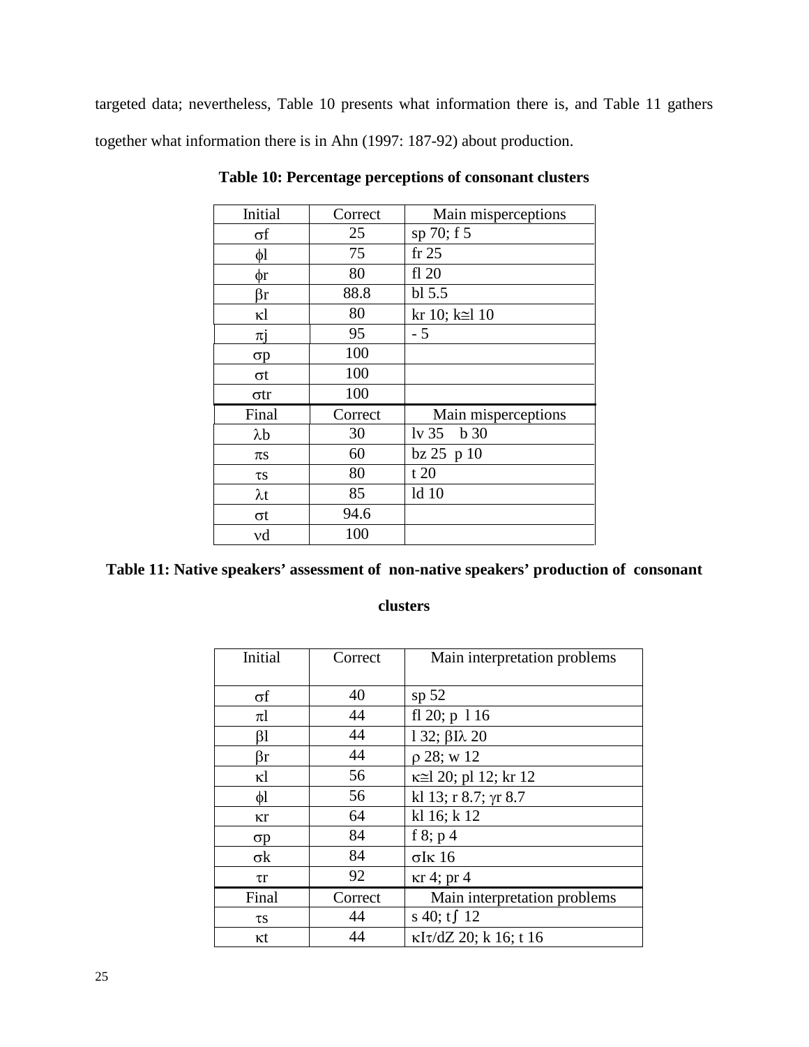targeted data; nevertheless, Table 10 presents what information there is, and Table 11 gathers together what information there is in Ahn (1997: 187-92) about production.

**Table 10: Percentage perceptions of consonant clusters**

| Initial | Correct | Main misperceptions |
|---|---|---|
| σf | 25 | sp 70; f 5 |
| ϕl | 75 | fr 25 |
| ϕr | 80 | fl 20 |
| βr | 88.8 | bl 5.5 |
| κl | 80 | kr 10; k≅l 10 |
| πj | 95 | - 5 |
| σp | 100 | |
| σt | 100 | |
| σtr | 100 | |
| **Final** | **Correct** | **Main misperceptions** |
| λb | 30 | lv 35 b 30 |
| πs | 60 | bz 25 p 10 |
| τs | 80 | t 20 |
| λt | 85 | ld 10 |
| σt | 94.6 | |
| νd | 100 | |

**Table 11: Native speakers' assessment of non-native speakers' production of consonant clusters**

| Initial | Correct | Main interpretation problems |
|---|---|---|
| σf | 40 | sp 52 |
| πl | 44 | fl 20; p l 16 |
| βl | 44 | l 32; βIλ 20 |
| βr | 44 | ρ 28; w 12 |
| κl | 56 | κ≅l 20; pl 12; kr 12 |
| ϕl | 56 | kl 13; r 8.7; γr 8.7 |
| κr | 64 | kl 16; k 12 |
| σp | 84 | f 8; p 4 |
| σk | 84 | σIκ 16 |
| τr | 92 | κr 4; pr 4 |
| **Final** | **Correct** | **Main interpretation problems** |
| τs | 44 | s 40; t∫ 12 |
| κt | 44 | κIτ/dZ 20; k 16; t 16 |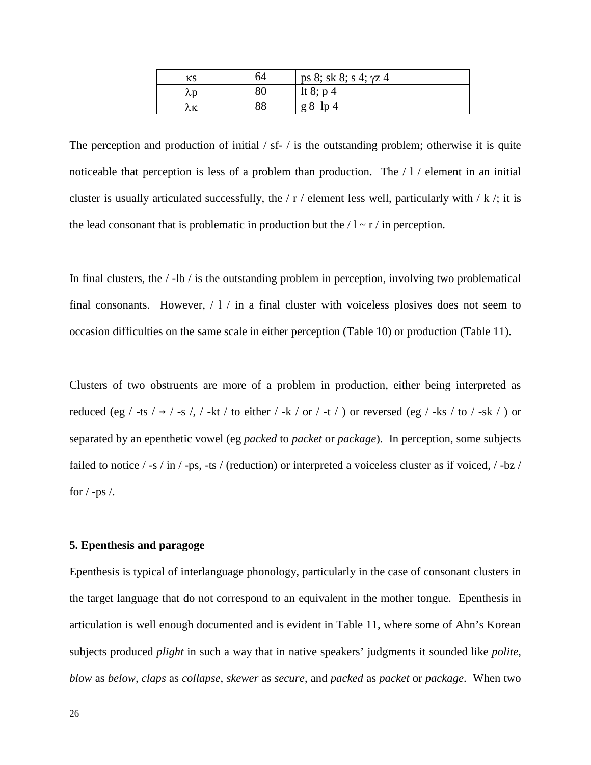| κs | 64 | ps 8; sk 8; s 4; γz 4 |
|---|---|---|
| λp | 80 | lt 8; p 4 |
| λκ | 88 | g 8  lp 4 |

The perception and production of initial / sf- / is the outstanding problem; otherwise it is quite noticeable that perception is less of a problem than production. The / l / element in an initial cluster is usually articulated successfully, the / r / element less well, particularly with / k /; it is the lead consonant that is problematic in production but the / l ~ r / in perception.

In final clusters, the / -lb / is the outstanding problem in perception, involving two problematical final consonants. However, / l / in a final cluster with voiceless plosives does not seem to occasion difficulties on the same scale in either perception (Table 10) or production (Table 11).

Clusters of two obstruents are more of a problem in production, either being interpreted as reduced (eg / -ts / → / -s /, / -kt / to either / -k / or / -t / ) or reversed (eg / -ks / to / -sk / ) or separated by an epenthetic vowel (eg *packed* to *packet* or *package*). In perception, some subjects failed to notice / -s / in / -ps, -ts / (reduction) or interpreted a voiceless cluster as if voiced, / -bz / for / -ps /.

**5. Epenthesis and paragoge**

Epenthesis is typical of interlanguage phonology, particularly in the case of consonant clusters in the target language that do not correspond to an equivalent in the mother tongue. Epenthesis in articulation is well enough documented and is evident in Table 11, where some of Ahn's Korean subjects produced *plight* in such a way that in native speakers' judgments it sounded like *polite*, *blow* as *below*, *claps* as *collapse*, *skewer* as *secure*, and *packed* as *packet* or *package*. When two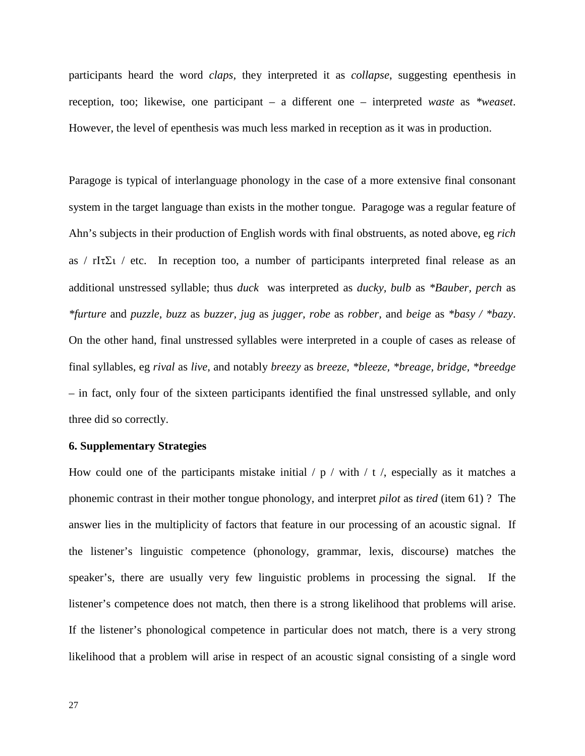participants heard the word *claps,* they interpreted it as *collapse*, suggesting epenthesis in reception, too; likewise, one participant – a different one – interpreted *waste* as *\*weaset*. However, the level of epenthesis was much less marked in reception as it was in production.

Paragoge is typical of interlanguage phonology in the case of a more extensive final consonant system in the target language than exists in the mother tongue. Paragoge was a regular feature of Ahn's subjects in their production of English words with final obstruents, as noted above, eg *rich* as / rIτΣι / etc. In reception too, a number of participants interpreted final release as an additional unstressed syllable; thus *duck* was interpreted as *ducky, bulb* as *\*Bauber, perch* as *\*furture* and *puzzle, buzz* as *buzzer, jug* as *jugger, robe* as *robber,* and *beige* as *\*basy / \*bazy*. On the other hand, final unstressed syllables were interpreted in a couple of cases as release of final syllables, eg *rival* as *live*, and notably *breezy* as *breeze, \*bleeze, \*breage, bridge, \*breedge* – in fact, only four of the sixteen participants identified the final unstressed syllable, and only three did so correctly.

**6. Supplementary Strategies**

How could one of the participants mistake initial / p / with / t /, especially as it matches a phonemic contrast in their mother tongue phonology, and interpret *pilot* as *tired* (item 61) ? The answer lies in the multiplicity of factors that feature in our processing of an acoustic signal. If the listener's linguistic competence (phonology, grammar, lexis, discourse) matches the speaker's, there are usually very few linguistic problems in processing the signal. If the listener's competence does not match, then there is a strong likelihood that problems will arise. If the listener's phonological competence in particular does not match, there is a very strong likelihood that a problem will arise in respect of an acoustic signal consisting of a single word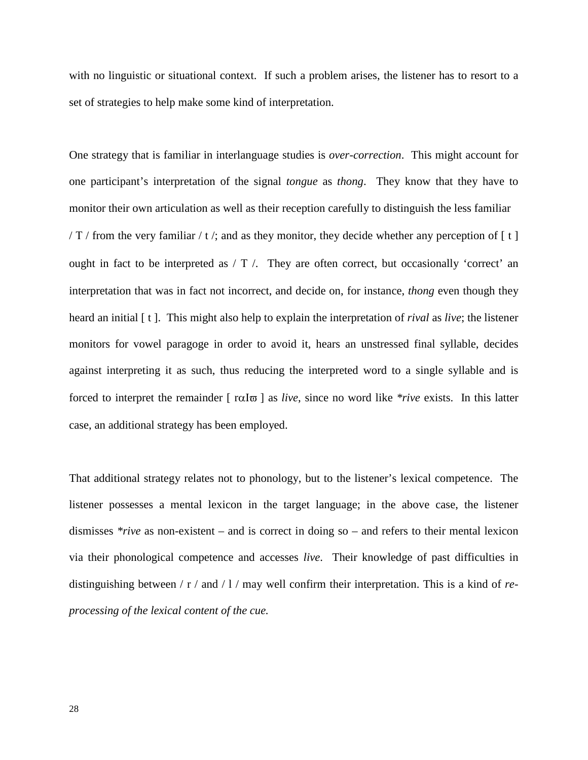with no linguistic or situational context. If such a problem arises, the listener has to resort to a set of strategies to help make some kind of interpretation.

One strategy that is familiar in interlanguage studies is *over-correction*. This might account for one participant's interpretation of the signal *tongue* as *thong*. They know that they have to monitor their own articulation as well as their reception carefully to distinguish the less familiar / T / from the very familiar / t /; and as they monitor, they decide whether any perception of [ t ] ought in fact to be interpreted as / T /. They are often correct, but occasionally 'correct' an interpretation that was in fact not incorrect, and decide on, for instance, *thong* even though they heard an initial [ t ]. This might also help to explain the interpretation of *rival* as *live*; the listener monitors for vowel paragoge in order to avoid it, hears an unstressed final syllable, decides against interpreting it as such, thus reducing the interpreted word to a single syllable and is forced to interpret the remainder [ rαIϖ ] as *live*, since no word like *\*rive* exists. In this latter case, an additional strategy has been employed.

That additional strategy relates not to phonology, but to the listener's lexical competence. The listener possesses a mental lexicon in the target language; in the above case, the listener dismisses *\*rive* as non-existent – and is correct in doing so – and refers to their mental lexicon via their phonological competence and accesses *live*. Their knowledge of past difficulties in distinguishing between / r / and / l / may well confirm their interpretation. This is a kind of *re-processing of the lexical content of the cue.*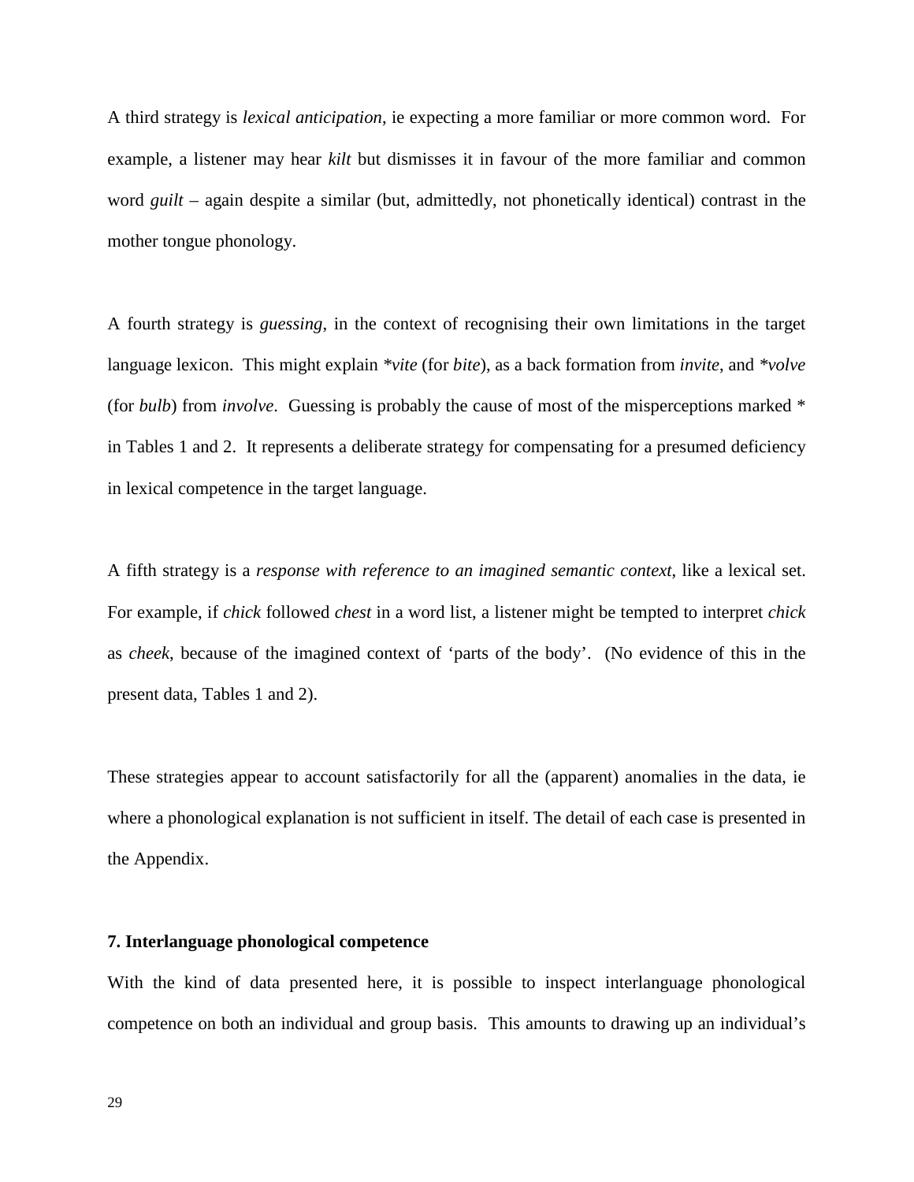A third strategy is *lexical anticipation*, ie expecting a more familiar or more common word. For example, a listener may hear *kilt* but dismisses it in favour of the more familiar and common word *guilt* – again despite a similar (but, admittedly, not phonetically identical) contrast in the mother tongue phonology.

A fourth strategy is *guessing*, in the context of recognising their own limitations in the target language lexicon. This might explain **vite* (for *bite*), as a back formation from *invite*, and **volve* (for *bulb*) from *involve*. Guessing is probably the cause of most of the misperceptions marked * in Tables 1 and 2. It represents a deliberate strategy for compensating for a presumed deficiency in lexical competence in the target language.

A fifth strategy is a *response with reference to an imagined semantic context*, like a lexical set. For example, if *chick* followed *chest* in a word list, a listener might be tempted to interpret *chick* as *cheek*, because of the imagined context of 'parts of the body'. (No evidence of this in the present data, Tables 1 and 2).

These strategies appear to account satisfactorily for all the (apparent) anomalies in the data, ie where a phonological explanation is not sufficient in itself. The detail of each case is presented in the Appendix.

**7. Interlanguage phonological competence**

With the kind of data presented here, it is possible to inspect interlanguage phonological competence on both an individual and group basis. This amounts to drawing up an individual's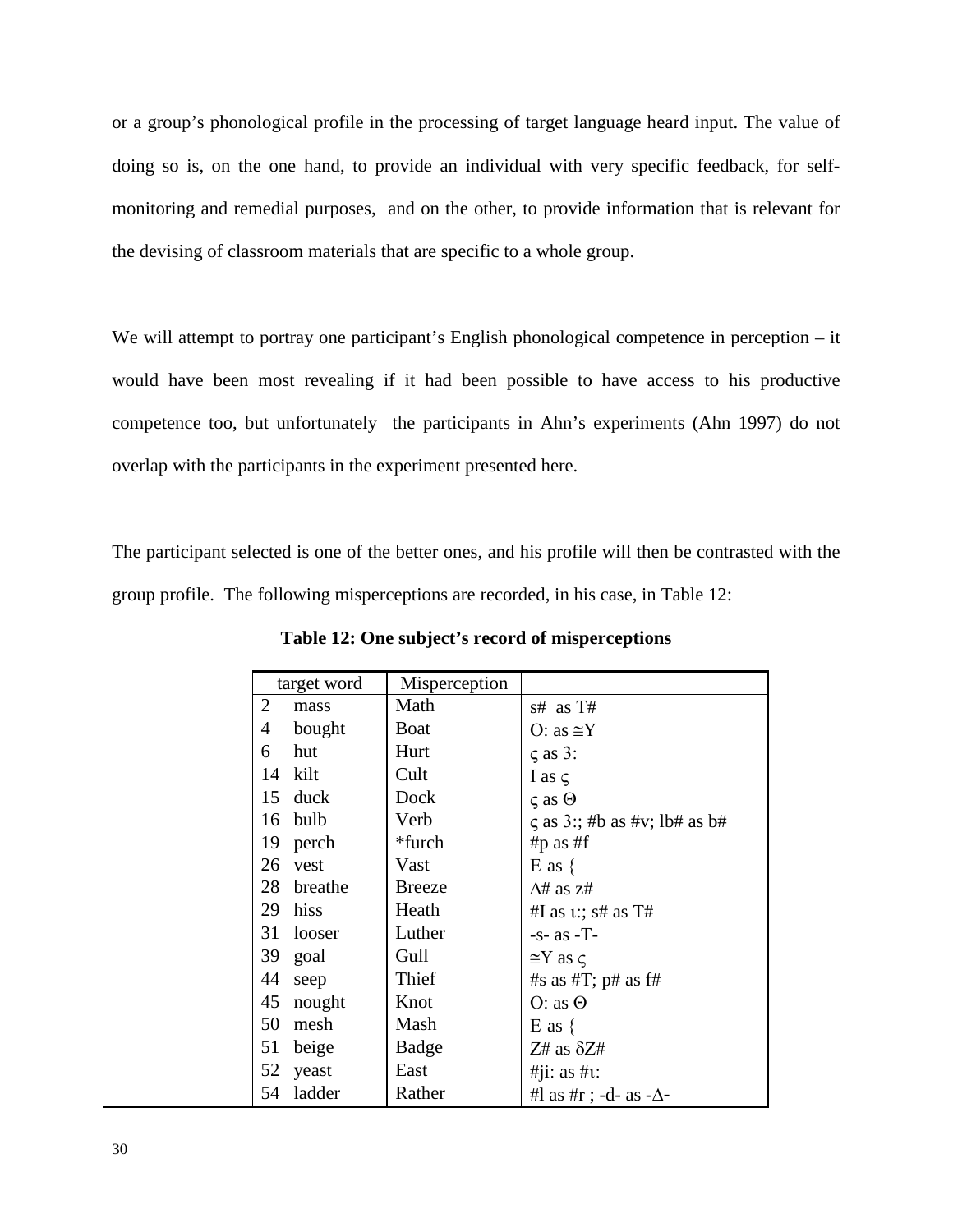or a group's phonological profile in the processing of target language heard input. The value of doing so is, on the one hand, to provide an individual with very specific feedback, for self-monitoring and remedial purposes, and on the other, to provide information that is relevant for the devising of classroom materials that are specific to a whole group.

We will attempt to portray one participant's English phonological competence in perception – it would have been most revealing if it had been possible to have access to his productive competence too, but unfortunately the participants in Ahn's experiments (Ahn 1997) do not overlap with the participants in the experiment presented here.

The participant selected is one of the better ones, and his profile will then be contrasted with the group profile. The following misperceptions are recorded, in his case, in Table 12:

**Table 12: One subject's record of misperceptions**

| target word | Misperception | |
|---|---|---|
| 2 mass | Math | s# as T# |
| 4 bought | Boat | O: as ≅Y |
| 6 hut | Hurt | ς as 3: |
| 14 kilt | Cult | I as ς |
| 15 duck | Dock | ς as Θ |
| 16 bulb | Verb | ς as 3:; #b as #v; lb# as b# |
| 19 perch | *furch | #p as #f |
| 26 vest | Vast | E as { |
| 28 breathe | Breeze | Δ# as z# |
| 29 hiss | Heath | #I as ι:; s# as T# |
| 31 looser | Luther | -s- as -T- |
| 39 goal | Gull | ≅Y as ς |
| 44 seep | Thief | #s as #T; p# as f# |
| 45 nought | Knot | O: as Θ |
| 50 mesh | Mash | E as { |
| 51 beige | Badge | Z# as δZ# |
| 52 yeast | East | #ji: as #ι: |
| 54 ladder | Rather | #l as #r ; -d- as -Δ- |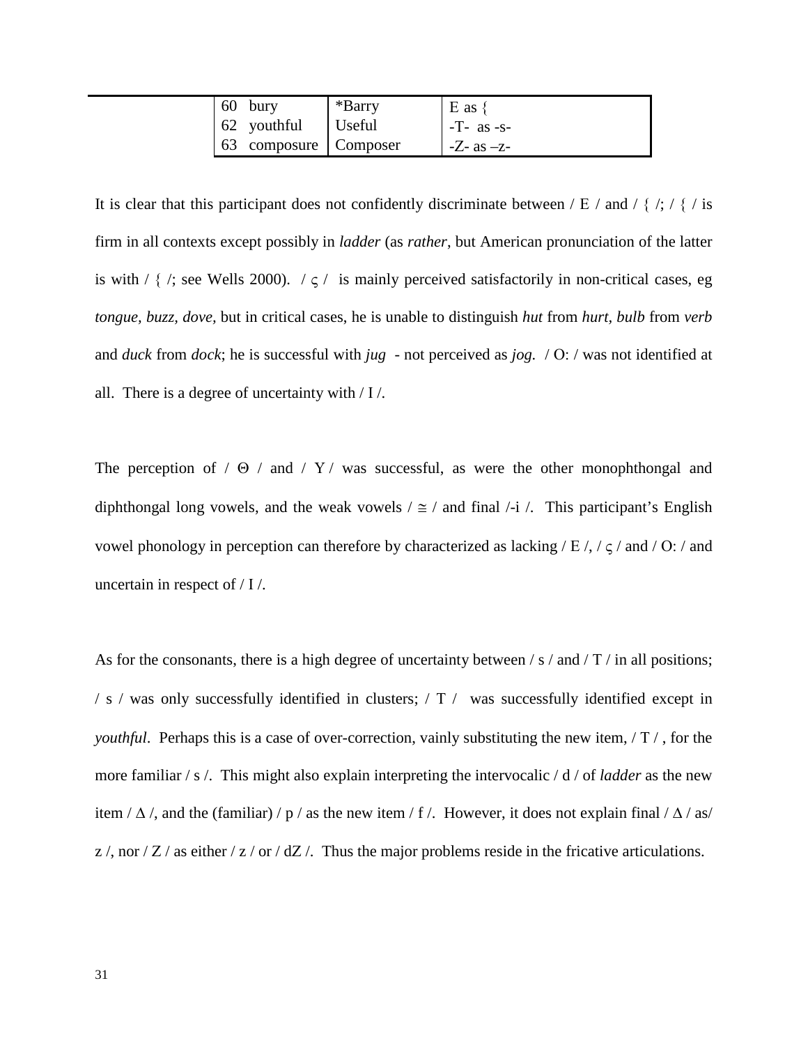| | | |
|---|---|---|
| 60 bury | *Barry | E as { |
| 62 youthful | Useful | -T- as -s- |
| 63 composure | Composer | -Z- as –z- |

It is clear that this participant does not confidently discriminate between / E / and / { /; / { / is firm in all contexts except possibly in *ladder* (as *rather*, but American pronunciation of the latter is with / { /; see Wells 2000). / ς / is mainly perceived satisfactorily in non-critical cases, eg *tongue, buzz, dove,* but in critical cases, he is unable to distinguish *hut* from *hurt, bulb* from *verb* and *duck* from *dock*; he is successful with *jug* - not perceived as *jog.* / O: / was not identified at all. There is a degree of uncertainty with / I /.

The perception of / Θ / and / Y / was successful, as were the other monophthongal and diphthongal long vowels, and the weak vowels / ≅ / and final /-i /. This participant's English vowel phonology in perception can therefore by characterized as lacking / E /, / ς / and / O: / and uncertain in respect of / I /.

As for the consonants, there is a high degree of uncertainty between / s / and / T / in all positions; / s / was only successfully identified in clusters; / T / was successfully identified except in *youthful*. Perhaps this is a case of over-correction, vainly substituting the new item, / T / , for the more familiar / s /. This might also explain interpreting the intervocalic / d / of *ladder* as the new item / Δ /, and the (familiar) / p / as the new item / f /. However, it does not explain final / Δ / as/ z /, nor / Z / as either / z / or / dZ /. Thus the major problems reside in the fricative articulations.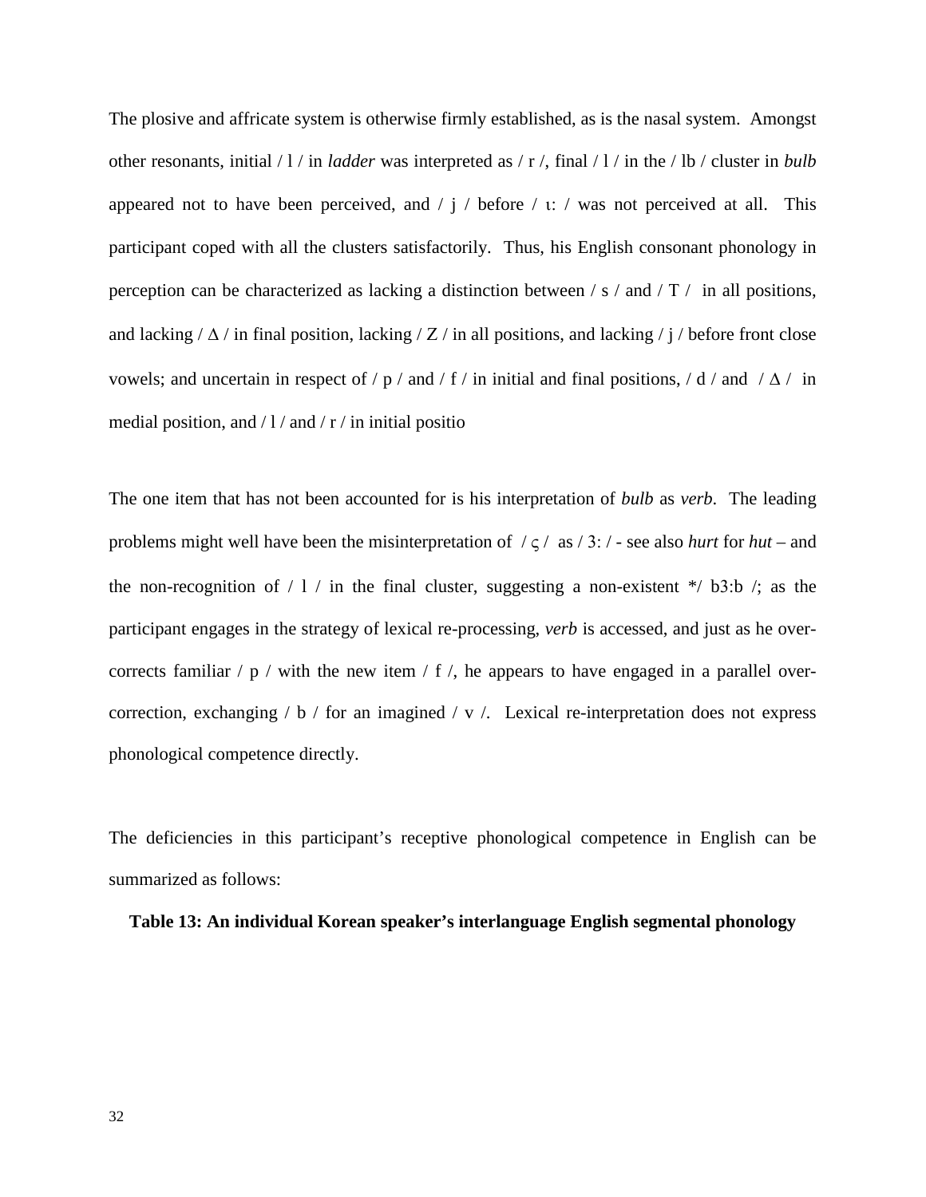The plosive and affricate system is otherwise firmly established, as is the nasal system. Amongst other resonants, initial / l / in *ladder* was interpreted as / r /, final / l / in the / lb / cluster in *bulb* appeared not to have been perceived, and / j / before / ι: / was not perceived at all. This participant coped with all the clusters satisfactorily. Thus, his English consonant phonology in perception can be characterized as lacking a distinction between / s / and / T / in all positions, and lacking / Δ / in final position, lacking / Z / in all positions, and lacking / j / before front close vowels; and uncertain in respect of / p / and / f / in initial and final positions, / d / and / Δ / in medial position, and / l / and / r / in initial positio

The one item that has not been accounted for is his interpretation of *bulb* as *verb*. The leading problems might well have been the misinterpretation of / ς / as / 3: / - see also *hurt* for *hut* – and the non-recognition of / l / in the final cluster, suggesting a non-existent */ b3:b /; as the participant engages in the strategy of lexical re-processing, *verb* is accessed, and just as he over-corrects familiar / p / with the new item / f /, he appears to have engaged in a parallel over-correction, exchanging / b / for an imagined / v /. Lexical re-interpretation does not express phonological competence directly.

The deficiencies in this participant's receptive phonological competence in English can be summarized as follows:

**Table 13: An individual Korean speaker's interlanguage English segmental phonology**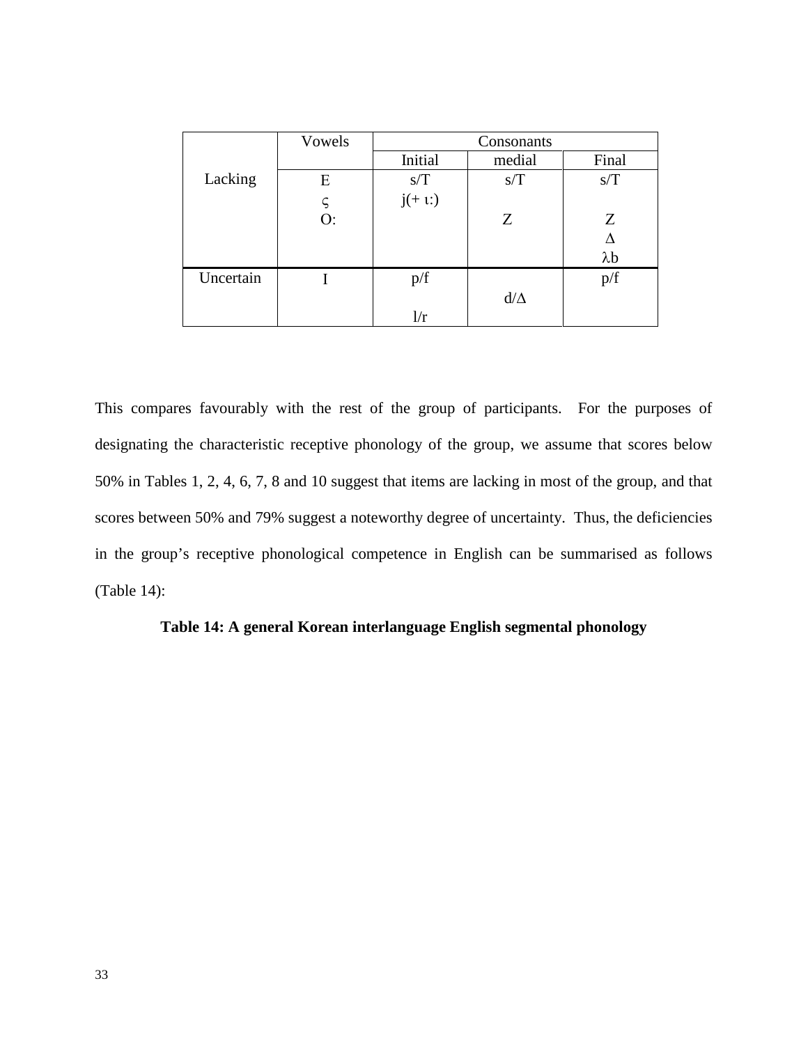|  | Vowels | Consonants |  |  |
|---|---|---|---|---|
|  |  | Initial | medial | Final |
| Lacking | E<br>ς<br>O: | s/T<br>j(+ ι:) | s/T<br><br>Z | s/T<br><br>Z<br>Δ<br>λb |
| Uncertain | I | p/f<br><br>l/r | d/Δ | p/f |

This compares favourably with the rest of the group of participants. For the purposes of designating the characteristic receptive phonology of the group, we assume that scores below 50% in Tables 1, 2, 4, 6, 7, 8 and 10 suggest that items are lacking in most of the group, and that scores between 50% and 79% suggest a noteworthy degree of uncertainty. Thus, the deficiencies in the group's receptive phonological competence in English can be summarised as follows (Table 14):

**Table 14: A general Korean interlanguage English segmental phonology**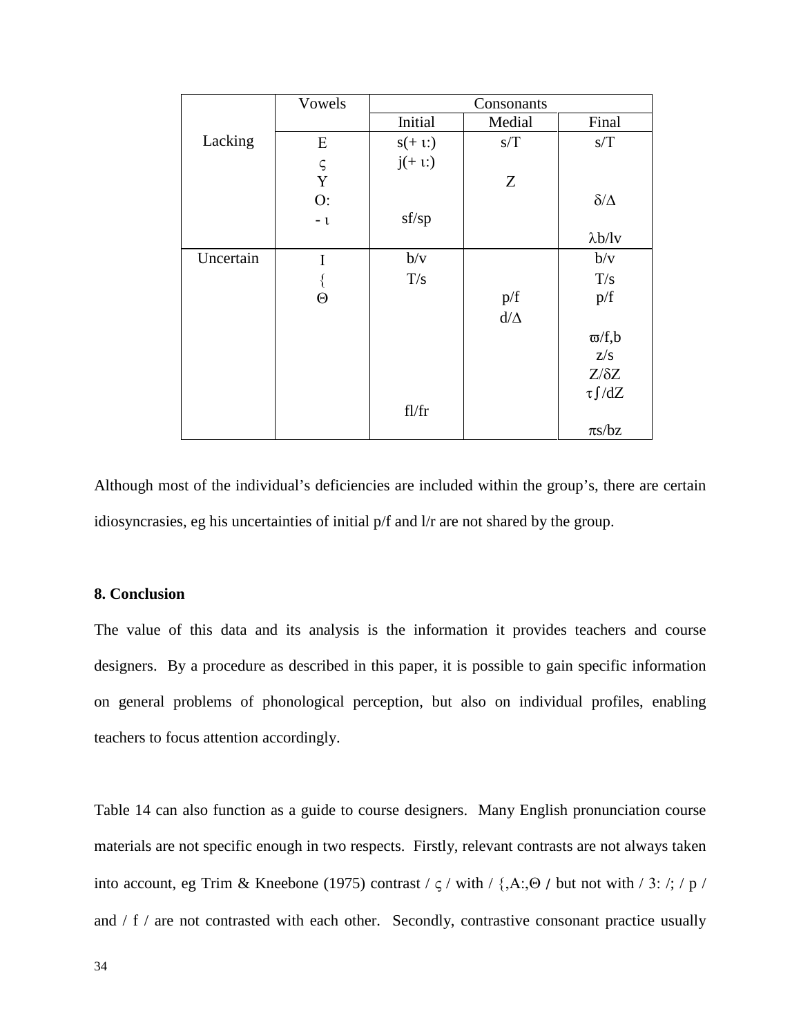| | Vowels | Consonants | | |
|---|---|---|---|---|
| | | Initial | Medial | Final |
| Lacking | E<br>ς<br>Y<br>O:<br>- ι | s(+ ι:)<br>j(+ ι:)<br><br><br>sf/sp | s/T<br><br>Z | s/T<br><br><br>δ/Δ<br><br>λb/lv |
| Uncertain | I<br>{<br>Θ | b/v<br>T/s<br><br><br><br><br><br><br>fl/fr | <br><br>p/f<br>d/Δ | b/v<br>T/s<br>p/f<br><br>ϖ/f,b<br>z/s<br>Z/δZ<br>τ∫/dZ<br><br>πs/bz |

Although most of the individual's deficiencies are included within the group's, there are certain idiosyncrasies, eg his uncertainties of initial p/f and l/r are not shared by the group.

**8. Conclusion**

The value of this data and its analysis is the information it provides teachers and course designers. By a procedure as described in this paper, it is possible to gain specific information on general problems of phonological perception, but also on individual profiles, enabling teachers to focus attention accordingly.

Table 14 can also function as a guide to course designers. Many English pronunciation course materials are not specific enough in two respects. Firstly, relevant contrasts are not always taken into account, eg Trim & Kneebone (1975) contrast / ς / with / {,A:,Θ / but not with / 3: /; / p / and / f / are not contrasted with each other. Secondly, contrastive consonant practice usually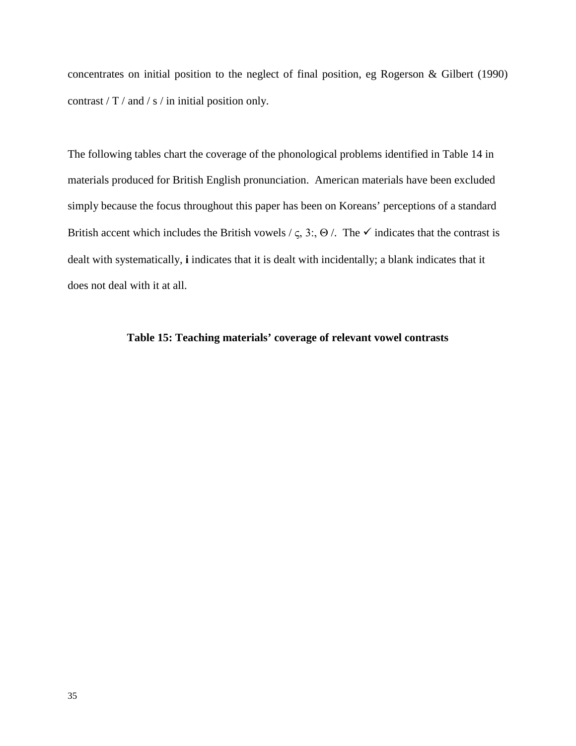concentrates on initial position to the neglect of final position, eg Rogerson & Gilbert (1990) contrast / T / and / s / in initial position only.

The following tables chart the coverage of the phonological problems identified in Table 14 in materials produced for British English pronunciation. American materials have been excluded simply because the focus throughout this paper has been on Koreans' perceptions of a standard British accent which includes the British vowels / ς, 3:, Θ /. The ✓ indicates that the contrast is dealt with systematically, **i** indicates that it is dealt with incidentally; a blank indicates that it does not deal with it at all.

**Table 15: Teaching materials' coverage of relevant vowel contrasts**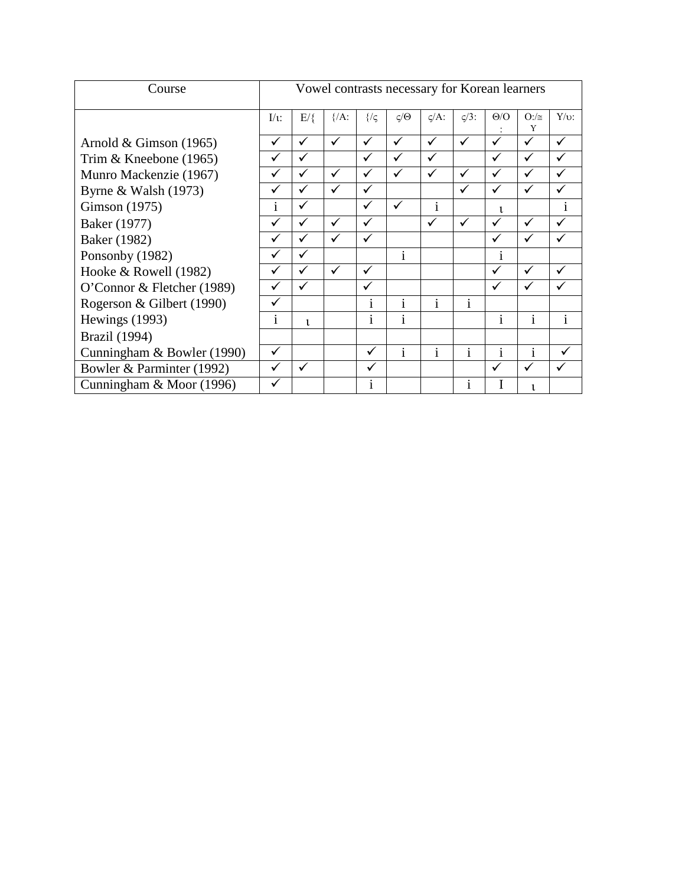| Course | Vowel contrasts necessary for Korean learners | | | | | | | | | |
|---|---|---|---|---|---|---|---|---|---|---|
| | I/ι: | E/{ | {/A: | {/ς | ς/Θ | ς/A: | ς/3: | Θ/O: | O:/≅Y | Y/υ: |
| Arnold & Gimson (1965) | ✓ | ✓ | ✓ | ✓ | ✓ | ✓ | ✓ | ✓ | ✓ | ✓ |
| Trim & Kneebone (1965) | ✓ | ✓ | | ✓ | ✓ | ✓ | | ✓ | ✓ | ✓ |
| Munro Mackenzie (1967) | ✓ | ✓ | ✓ | ✓ | ✓ | ✓ | ✓ | ✓ | ✓ | ✓ |
| Byrne & Walsh (1973) | ✓ | ✓ | ✓ | ✓ | | | ✓ | ✓ | ✓ | ✓ |
| Gimson (1975) | i | ✓ | | ✓ | ✓ | i | | ι | | i |
| Baker (1977) | ✓ | ✓ | ✓ | ✓ | | ✓ | ✓ | ✓ | ✓ | ✓ |
| Baker (1982) | ✓ | ✓ | ✓ | ✓ | | | | ✓ | ✓ | ✓ |
| Ponsonby (1982) | ✓ | ✓ | | | i | | | i | | |
| Hooke & Rowell (1982) | ✓ | ✓ | ✓ | ✓ | | | | ✓ | ✓ | ✓ |
| O'Connor & Fletcher (1989) | ✓ | ✓ | | ✓ | | | | ✓ | ✓ | ✓ |
| Rogerson & Gilbert (1990) | ✓ | | | i | i | i | i | | | |
| Hewings (1993) | i | ι | | i | i | | | i | i | i |
| Brazil (1994) | | | | | | | | | | |
| Cunningham & Bowler (1990) | ✓ | | | ✓ | i | i | i | i | i | ✓ |
| Bowler & Parminter (1992) | ✓ | ✓ | | ✓ | | | | ✓ | ✓ | ✓ |
| Cunningham & Moor (1996) | ✓ | | | i | | | i | I | ι | |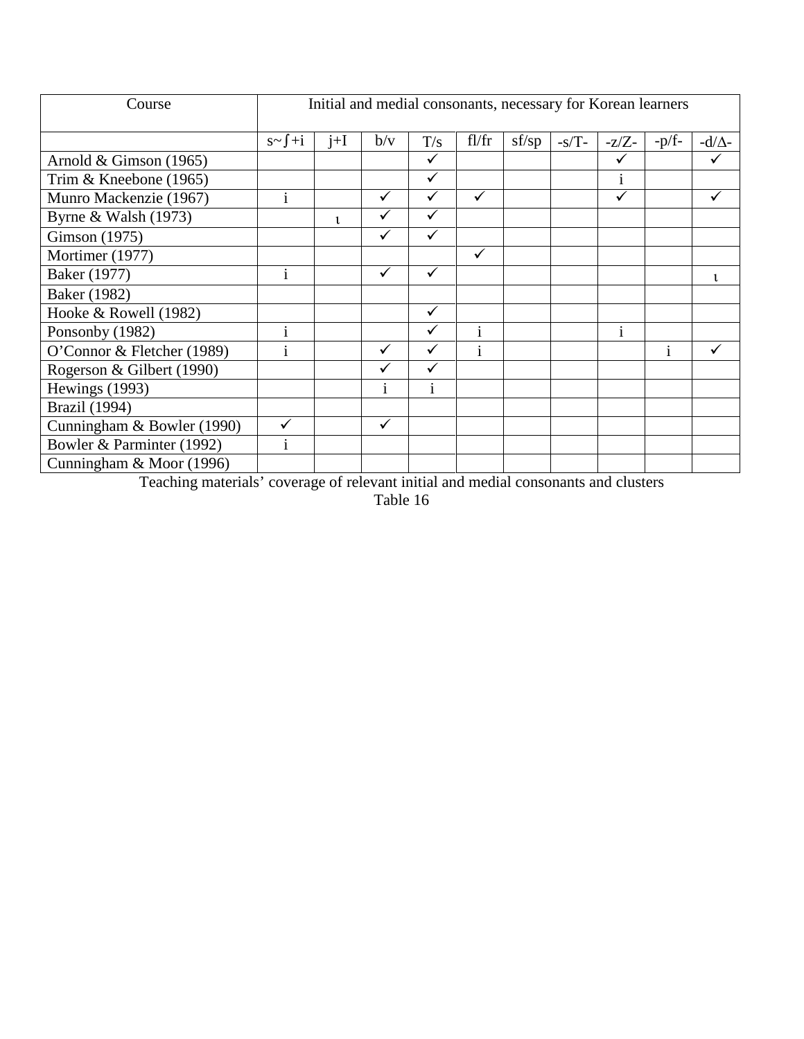| Course | Initial and medial consonants, necessary for Korean learners | | | | | | | | | |
|---|---|---|---|---|---|---|---|---|---|---|
| | s~ʃ+i | j+I | b/v | T/s | fl/fr | sf/sp | -s/T- | -z/Z- | -p/f- | -d/Δ- |
| Arnold & Gimson (1965) | | | | ✓ | | | | ✓ | | ✓ |
| Trim & Kneebone (1965) | | | | ✓ | | | | i | | |
| Munro Mackenzie (1967) | i | | ✓ | ✓ | ✓ | | | ✓ | | ✓ |
| Byrne & Walsh (1973) | | ι | ✓ | ✓ | | | | | | |
| Gimson (1975) | | | ✓ | ✓ | | | | | | |
| Mortimer (1977) | | | | | ✓ | | | | | |
| Baker (1977) | i | | ✓ | ✓ | | | | | | ι |
| Baker (1982) | | | | | | | | | | |
| Hooke & Rowell (1982) | | | | ✓ | | | | | | |
| Ponsonby (1982) | i | | | ✓ | i | | | i | | |
| O'Connor & Fletcher (1989) | i | | ✓ | ✓ | i | | | | i | ✓ |
| Rogerson & Gilbert (1990) | | | ✓ | ✓ | | | | | | |
| Hewings (1993) | | | i | i | | | | | | |
| Brazil (1994) | | | | | | | | | | |
| Cunningham & Bowler (1990) | ✓ | | ✓ | | | | | | | |
| Bowler & Parminter (1992) | i | | | | | | | | | |
| Cunningham & Moor (1996) | | | | | | | | | | |

Teaching materials' coverage of relevant initial and medial consonants and clusters

Table 16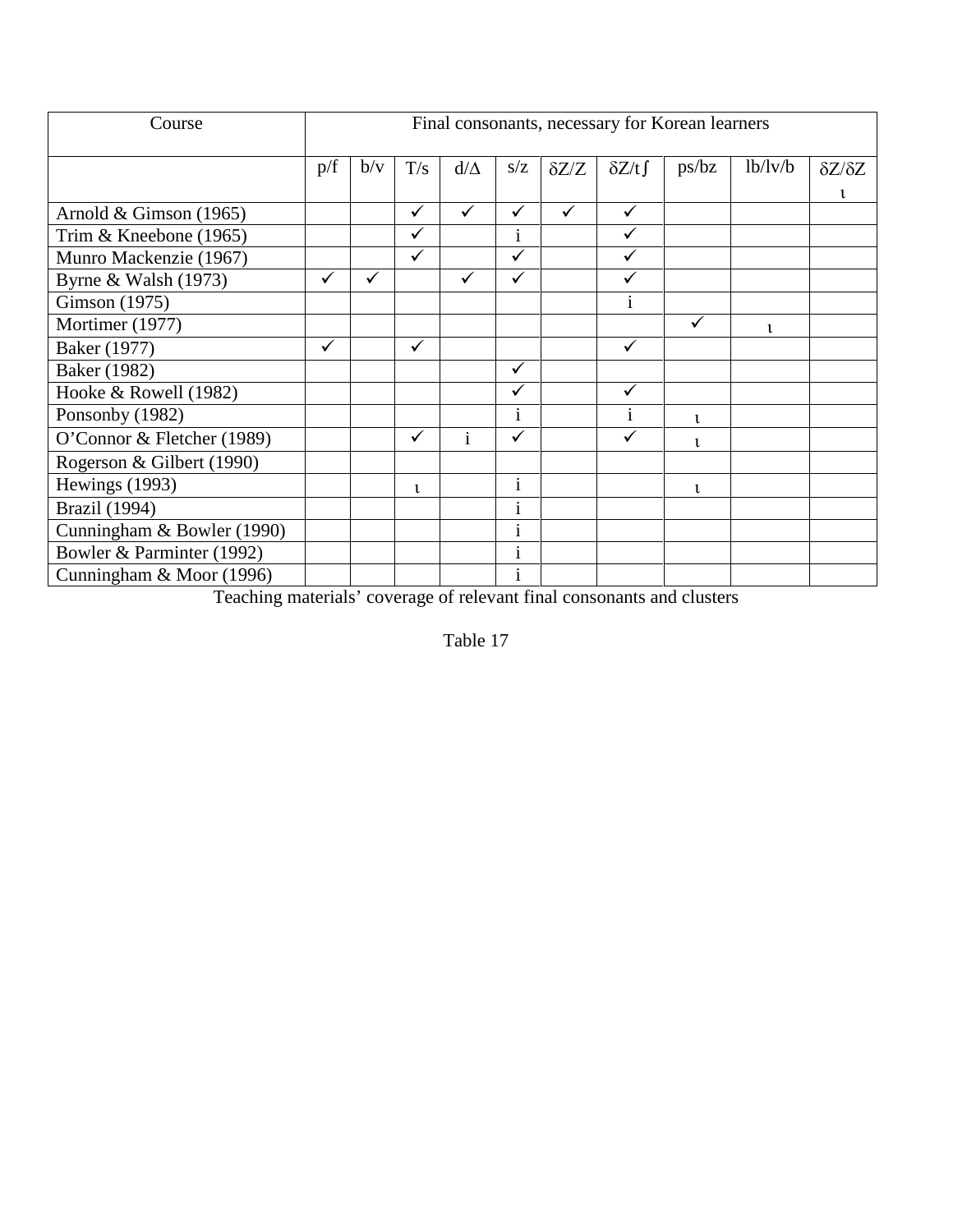| Course | Final consonants, necessary for Korean learners | | | | | | | | | |
|---|---|---|---|---|---|---|---|---|---|---|
| | p/f | b/v | T/s | d/Δ | s/z | δZ/Z | δZ/t∫ | ps/bz | lb/lv/b | δZ/δZ ι |
| Arnold & Gimson (1965) | | | ✓ | ✓ | ✓ | ✓ | ✓ | | | |
| Trim & Kneebone (1965) | | | ✓ | | i | | ✓ | | | |
| Munro Mackenzie (1967) | | | ✓ | | ✓ | | ✓ | | | |
| Byrne & Walsh (1973) | ✓ | ✓ | | ✓ | ✓ | | ✓ | | | |
| Gimson (1975) | | | | | | | i | | | |
| Mortimer (1977) | | | | | | | | ✓ | ι | |
| Baker (1977) | ✓ | | ✓ | | | | ✓ | | | |
| Baker (1982) | | | | | ✓ | | | | | |
| Hooke & Rowell (1982) | | | | | ✓ | | ✓ | | | |
| Ponsonby (1982) | | | | | i | | i | ι | | |
| O'Connor & Fletcher (1989) | | | ✓ | i | ✓ | | ✓ | ι | | |
| Rogerson & Gilbert (1990) | | | | | | | | | | |
| Hewings (1993) | | | ι | | i | | | ι | | |
| Brazil (1994) | | | | | i | | | | | |
| Cunningham & Bowler (1990) | | | | | i | | | | | |
| Bowler & Parminter (1992) | | | | | i | | | | | |
| Cunningham & Moor (1996) | | | | | i | | | | | |

Teaching materials' coverage of relevant final consonants and clusters

Table 17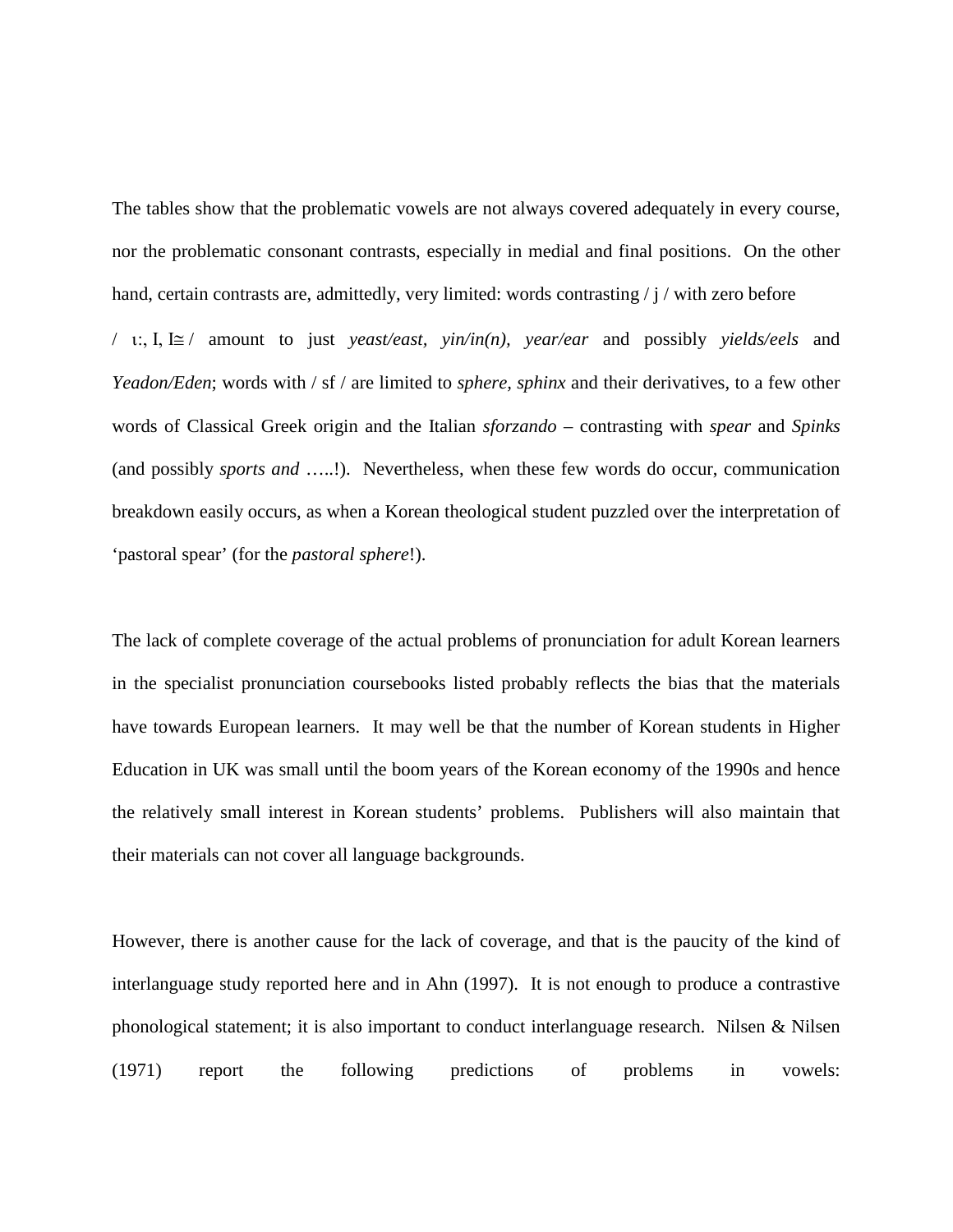The tables show that the problematic vowels are not always covered adequately in every course, nor the problematic consonant contrasts, especially in medial and final positions. On the other hand, certain contrasts are, admittedly, very limited: words contrasting / j / with zero before / ι:, I, I≅ / amount to just *yeast/east*, *yin/in(n)*, *year/ear* and possibly *yields/eels* and *Yeadon/Eden*; words with / sf / are limited to *sphere*, *sphinx* and their derivatives, to a few other words of Classical Greek origin and the Italian *sforzando* – contrasting with *spear* and *Spinks* (and possibly *sports and* …..!). Nevertheless, when these few words do occur, communication breakdown easily occurs, as when a Korean theological student puzzled over the interpretation of 'pastoral spear' (for the *pastoral sphere*!).

The lack of complete coverage of the actual problems of pronunciation for adult Korean learners in the specialist pronunciation coursebooks listed probably reflects the bias that the materials have towards European learners. It may well be that the number of Korean students in Higher Education in UK was small until the boom years of the Korean economy of the 1990s and hence the relatively small interest in Korean students' problems. Publishers will also maintain that their materials can not cover all language backgrounds.

However, there is another cause for the lack of coverage, and that is the paucity of the kind of interlanguage study reported here and in Ahn (1997). It is not enough to produce a contrastive phonological statement; it is also important to conduct interlanguage research. Nilsen & Nilsen (1971) report the following predictions of problems in vowels: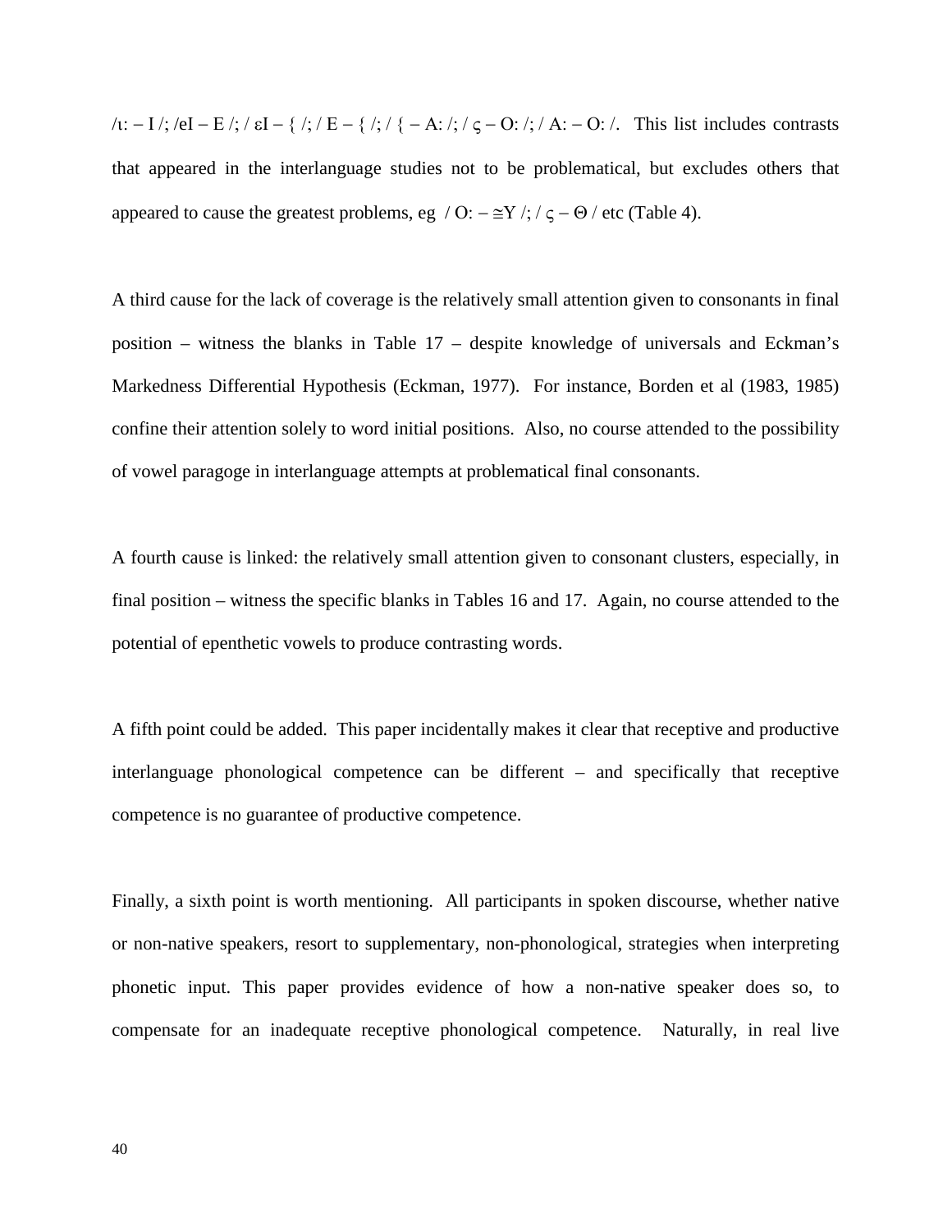/ι: – I /; /eI – E /; / εI – { /; / E – { /; / { – A: /; / ς – O: /; / A: – O: /. This list includes contrasts that appeared in the interlanguage studies not to be problematical, but excludes others that appeared to cause the greatest problems, eg / O: – ≅Y /; / ς – Θ / etc (Table 4).

A third cause for the lack of coverage is the relatively small attention given to consonants in final position – witness the blanks in Table 17 – despite knowledge of universals and Eckman's Markedness Differential Hypothesis (Eckman, 1977). For instance, Borden et al (1983, 1985) confine their attention solely to word initial positions. Also, no course attended to the possibility of vowel paragoge in interlanguage attempts at problematical final consonants.

A fourth cause is linked: the relatively small attention given to consonant clusters, especially, in final position – witness the specific blanks in Tables 16 and 17. Again, no course attended to the potential of epenthetic vowels to produce contrasting words.

A fifth point could be added. This paper incidentally makes it clear that receptive and productive interlanguage phonological competence can be different – and specifically that receptive competence is no guarantee of productive competence.

Finally, a sixth point is worth mentioning. All participants in spoken discourse, whether native or non-native speakers, resort to supplementary, non-phonological, strategies when interpreting phonetic input. This paper provides evidence of how a non-native speaker does so, to compensate for an inadequate receptive phonological competence. Naturally, in real live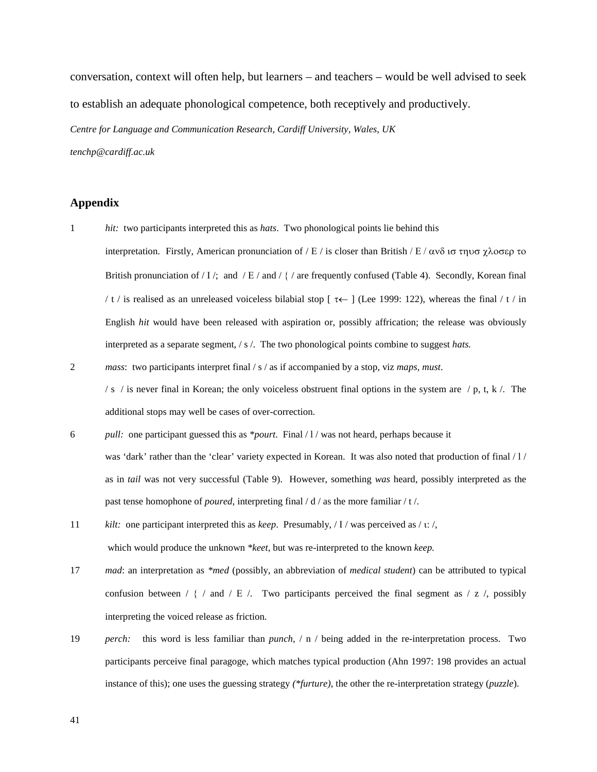conversation, context will often help, but learners – and teachers – would be well advised to seek to establish an adequate phonological competence, both receptively and productively.

*Centre for Language and Communication Research, Cardiff University, Wales, UK*

*tenchp@cardiff.ac.uk*

## Appendix

1 *hit:* two participants interpreted this as *hats*. Two phonological points lie behind this interpretation. Firstly, American pronunciation of / E / is closer than British / E / ανδ ισ τηυσ χλοσερ το British pronunciation of / I /; and / E / and / { / are frequently confused (Table 4). Secondly, Korean final / t / is realised as an unreleased voiceless bilabial stop [ τ← ] (Lee 1999: 122), whereas the final / t / in English *hit* would have been released with aspiration or, possibly affrication; the release was obviously interpreted as a separate segment, / s /. The two phonological points combine to suggest *hats.*

2 *mass*: two participants interpret final / s / as if accompanied by a stop, viz *maps, must*. / s / is never final in Korean; the only voiceless obstruent final options in the system are / p, t, k /. The additional stops may well be cases of over-correction.

6 *pull:* one participant guessed this as *\*pourt*. Final / l / was not heard, perhaps because it was 'dark' rather than the 'clear' variety expected in Korean. It was also noted that production of final / l / as in *tail* was not very successful (Table 9). However, something *was* heard, possibly interpreted as the past tense homophone of *poured*, interpreting final / d / as the more familiar / t /.

11 *kilt:* one participant interpreted this as *keep*. Presumably, / I / was perceived as / ι: /, which would produce the unknown *\*keet*, but was re-interpreted to the known *keep.*

17 *mad*: an interpretation as *\*med* (possibly, an abbreviation of *medical student*) can be attributed to typical confusion between / { / and / E /. Two participants perceived the final segment as / z /, possibly interpreting the voiced release as friction.

19 *perch:* this word is less familiar than *punch*, / n / being added in the re-interpretation process. Two participants perceive final paragoge, which matches typical production (Ahn 1997: 198 provides an actual instance of this); one uses the guessing strategy *(\*furture)*, the other the re-interpretation strategy (*puzzle*).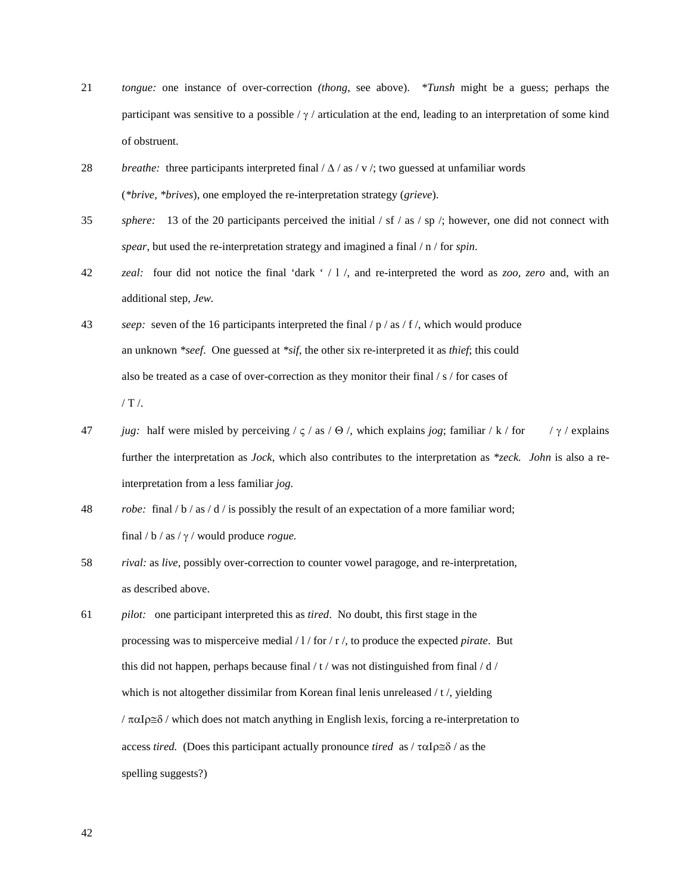21 *tongue:* one instance of over-correction *(thong,* see above). *\*Tunsh* might be a guess; perhaps the participant was sensitive to a possible / γ / articulation at the end, leading to an interpretation of some kind of obstruent.

28 *breathe:* three participants interpreted final / Δ / as / v /; two guessed at unfamiliar words (*\*brive, \*brives*), one employed the re-interpretation strategy (*grieve*).

35 *sphere:* 13 of the 20 participants perceived the initial / sf / as / sp /; however, one did not connect with *spear*, but used the re-interpretation strategy and imagined a final / n / for *spin*.

42 *zeal:* four did not notice the final 'dark ' / l /, and re-interpreted the word as *zoo, zero* and, with an additional step, *Jew.*

43 *seep:* seven of the 16 participants interpreted the final / p / as / f /, which would produce an unknown *\*seef*. One guessed at *\*sif*, the other six re-interpreted it as *thief*; this could also be treated as a case of over-correction as they monitor their final / s / for cases of / T /.

47 *jug:* half were misled by perceiving / ς / as / Θ /, which explains *jog*; familiar / k / for / γ / explains further the interpretation as *Jock*, which also contributes to the interpretation as *\*zeck. John* is also a re-interpretation from a less familiar *jog*.

48 *robe:* final / b / as / d / is possibly the result of an expectation of a more familiar word; final / b / as / γ / would produce *rogue.*

58 *rival:* as *live*, possibly over-correction to counter vowel paragoge, and re-interpretation, as described above.

61 *pilot:* one participant interpreted this as *tired*. No doubt, this first stage in the processing was to misperceive medial / l / for / r /, to produce the expected *pirate*. But this did not happen, perhaps because final / t / was not distinguished from final / d / which is not altogether dissimilar from Korean final lenis unreleased / t /, yielding / παΙρ≅δ / which does not match anything in English lexis, forcing a re-interpretation to access *tired.* (Does this participant actually pronounce *tired* as / ταΙρ≅δ / as the spelling suggests?)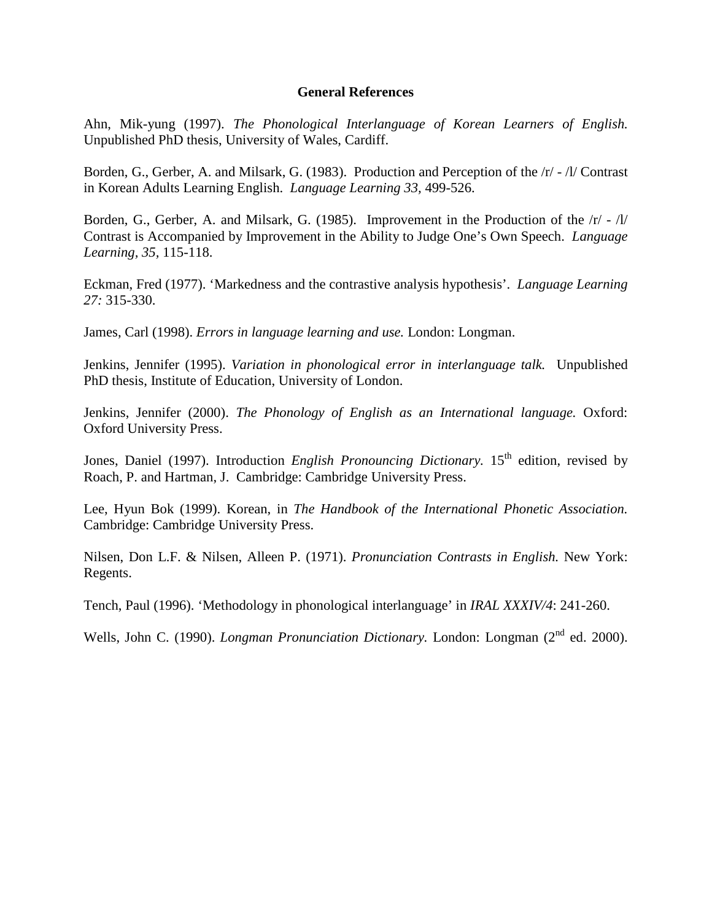## General References

Ahn, Mik-yung (1997). *The Phonological Interlanguage of Korean Learners of English.* Unpublished PhD thesis, University of Wales, Cardiff.

Borden, G., Gerber, A. and Milsark, G. (1983). Production and Perception of the /r/ - /l/ Contrast in Korean Adults Learning English. *Language Learning 33,* 499-526.

Borden, G., Gerber, A. and Milsark, G. (1985). Improvement in the Production of the /r/ - /l/ Contrast is Accompanied by Improvement in the Ability to Judge One's Own Speech. *Language Learning, 35,* 115-118.

Eckman, Fred (1977). 'Markedness and the contrastive analysis hypothesis'. *Language Learning 27:* 315-330.

James, Carl (1998). *Errors in language learning and use.* London: Longman.

Jenkins, Jennifer (1995). *Variation in phonological error in interlanguage talk.* Unpublished PhD thesis, Institute of Education, University of London.

Jenkins, Jennifer (2000). *The Phonology of English as an International language.* Oxford: Oxford University Press.

Jones, Daniel (1997). Introduction *English Pronouncing Dictionary.* 15th edition, revised by Roach, P. and Hartman, J. Cambridge: Cambridge University Press.

Lee, Hyun Bok (1999). Korean, in *The Handbook of the International Phonetic Association.* Cambridge: Cambridge University Press.

Nilsen, Don L.F. & Nilsen, Alleen P. (1971). *Pronunciation Contrasts in English.* New York: Regents.

Tench, Paul (1996). 'Methodology in phonological interlanguage' in *IRAL XXXIV/4*: 241-260.

Wells, John C. (1990). *Longman Pronunciation Dictionary.* London: Longman (2nd ed. 2000).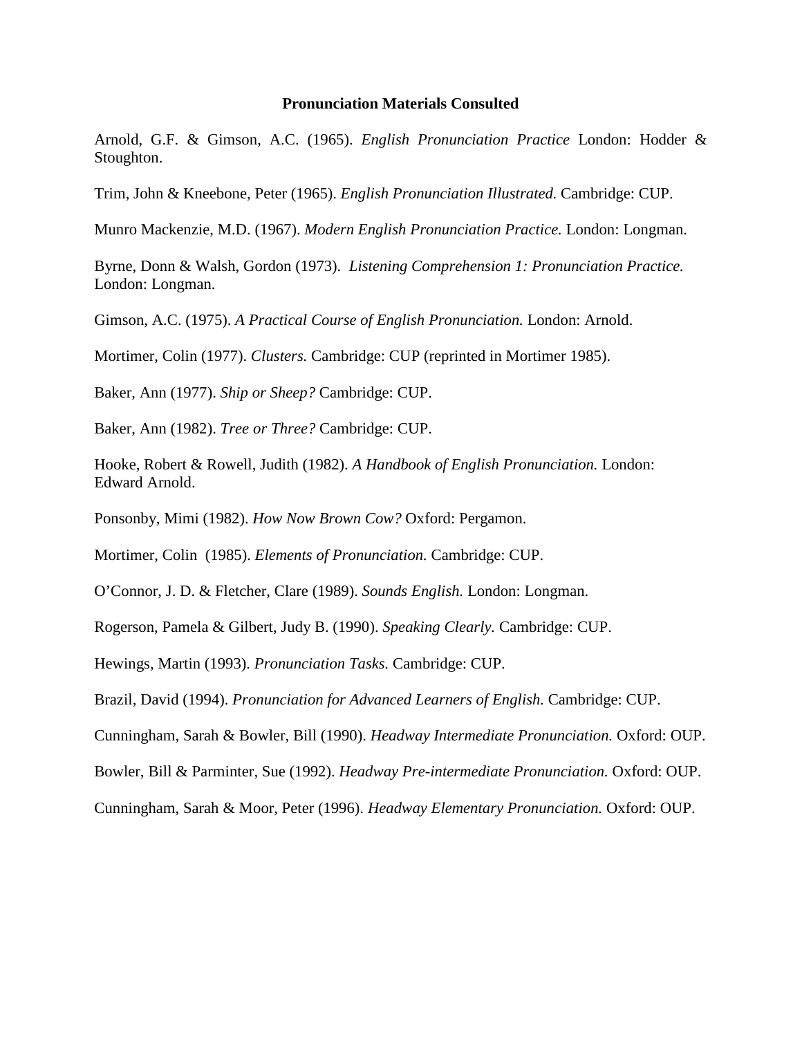**Pronunciation Materials Consulted**

Arnold, G.F. & Gimson, A.C. (1965). *English Pronunciation Practice* London: Hodder & Stoughton.

Trim, John & Kneebone, Peter (1965). *English Pronunciation Illustrated.* Cambridge: CUP.

Munro Mackenzie, M.D. (1967). *Modern English Pronunciation Practice.* London: Longman.

Byrne, Donn & Walsh, Gordon (1973). *Listening Comprehension 1: Pronunciation Practice.* London: Longman.

Gimson, A.C. (1975). *A Practical Course of English Pronunciation.* London: Arnold.

Mortimer, Colin (1977). *Clusters.* Cambridge: CUP (reprinted in Mortimer 1985).

Baker, Ann (1977). *Ship or Sheep?* Cambridge: CUP.

Baker, Ann (1982). *Tree or Three?* Cambridge: CUP.

Hooke, Robert & Rowell, Judith (1982). *A Handbook of English Pronunciation.* London: Edward Arnold.

Ponsonby, Mimi (1982). *How Now Brown Cow?* Oxford: Pergamon.

Mortimer, Colin (1985). *Elements of Pronunciation.* Cambridge: CUP.

O'Connor, J. D. & Fletcher, Clare (1989). *Sounds English.* London: Longman.

Rogerson, Pamela & Gilbert, Judy B. (1990). *Speaking Clearly.* Cambridge: CUP.

Hewings, Martin (1993). *Pronunciation Tasks.* Cambridge: CUP.

Brazil, David (1994). *Pronunciation for Advanced Learners of English.* Cambridge: CUP.

Cunningham, Sarah & Bowler, Bill (1990). *Headway Intermediate Pronunciation.* Oxford: OUP.

Bowler, Bill & Parminter, Sue (1992). *Headway Pre-intermediate Pronunciation.* Oxford: OUP.

Cunningham, Sarah & Moor, Peter (1996). *Headway Elementary Pronunciation.* Oxford: OUP.